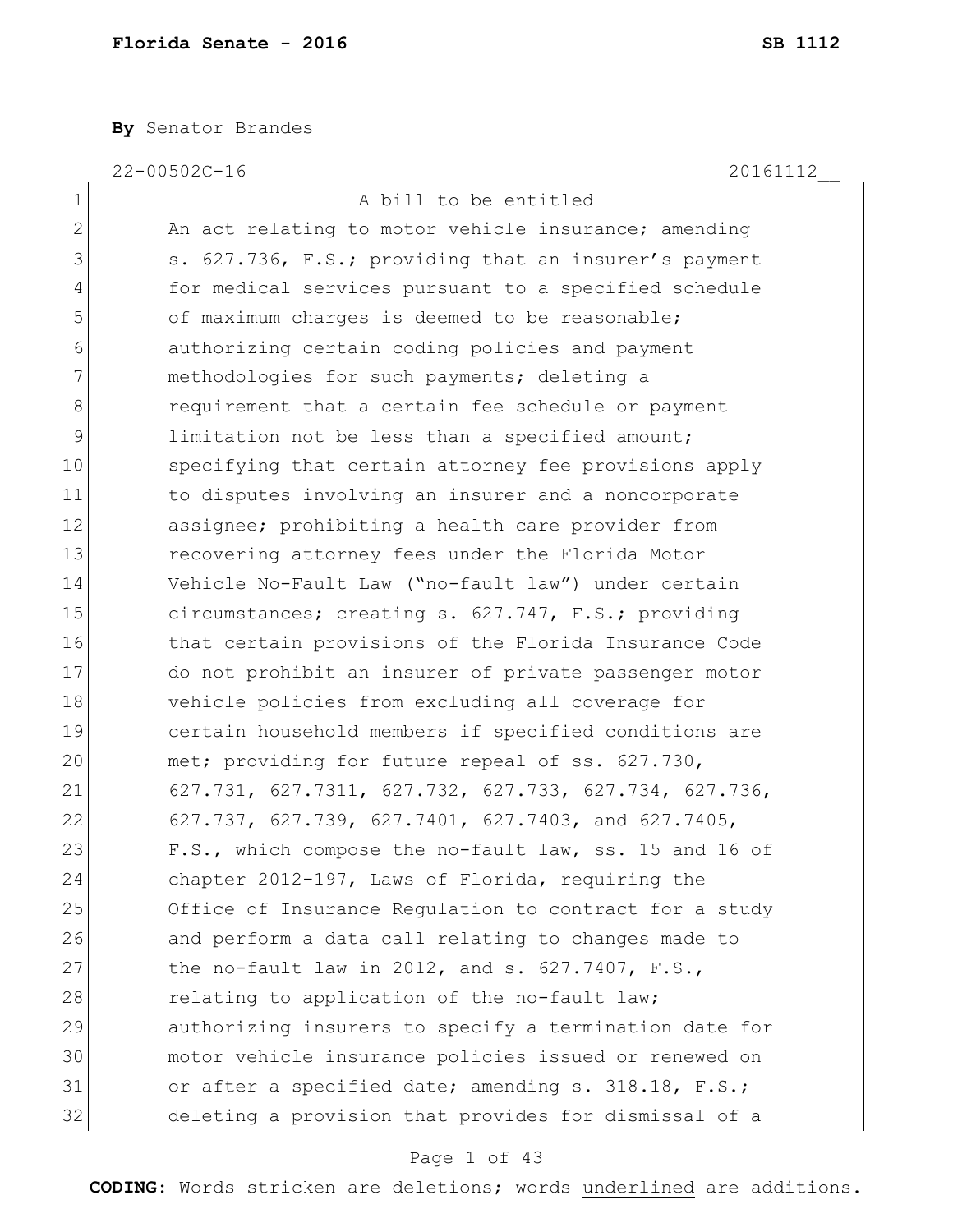**Florida Senate - 2016** **SB 1112**

**By** Senator Brandes

22-00502C-16 20161112__

1 A bill to be entitled
2 An act relating to motor vehicle insurance; amending
3 s. 627.736, F.S.; providing that an insurer's payment
4 for medical services pursuant to a specified schedule
5 of maximum charges is deemed to be reasonable;
6 authorizing certain coding policies and payment
7 methodologies for such payments; deleting a
8 requirement that a certain fee schedule or payment
9 limitation not be less than a specified amount;
10 specifying that certain attorney fee provisions apply
11 to disputes involving an insurer and a noncorporate
12 assignee; prohibiting a health care provider from
13 recovering attorney fees under the Florida Motor
14 Vehicle No-Fault Law ("no-fault law") under certain
15 circumstances; creating s. 627.747, F.S.; providing
16 that certain provisions of the Florida Insurance Code
17 do not prohibit an insurer of private passenger motor
18 vehicle policies from excluding all coverage for
19 certain household members if specified conditions are
20 met; providing for future repeal of ss. 627.730,
21 627.731, 627.7311, 627.732, 627.733, 627.734, 627.736,
22 627.737, 627.739, 627.7401, 627.7403, and 627.7405,
23 F.S., which compose the no-fault law, ss. 15 and 16 of
24 chapter 2012-197, Laws of Florida, requiring the
25 Office of Insurance Regulation to contract for a study
26 and perform a data call relating to changes made to
27 the no-fault law in 2012, and s. 627.7407, F.S.,
28 relating to application of the no-fault law;
29 authorizing insurers to specify a termination date for
30 motor vehicle insurance policies issued or renewed on
31 or after a specified date; amending s. 318.18, F.S.;
32 deleting a provision that provides for dismissal of a

**CODING:** Words ~~stricken~~ are deletions; words underlined are additions.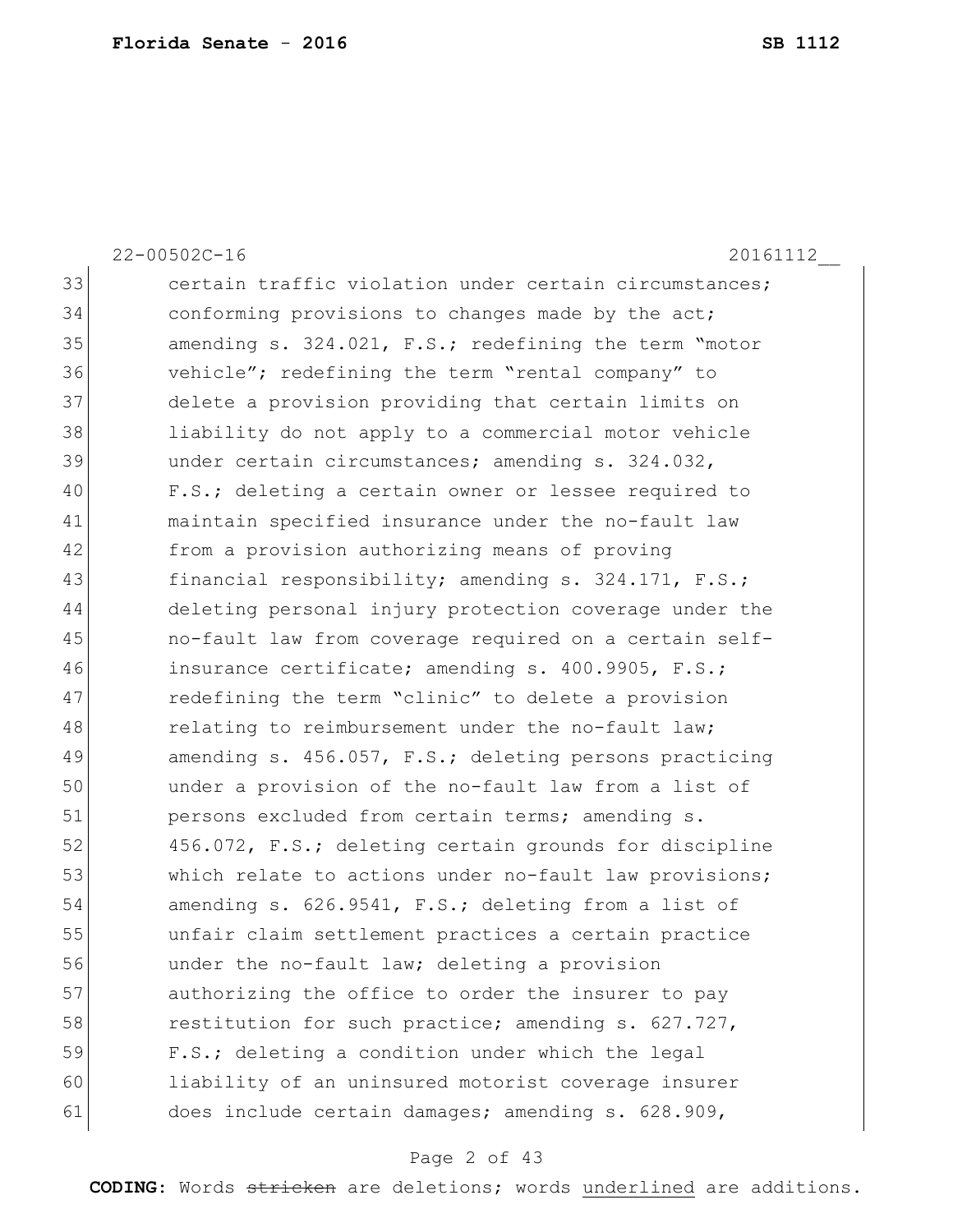22-00502C-16 20161112__

33 certain traffic violation under certain circumstances;
34 conforming provisions to changes made by the act;
35 amending s. 324.021, F.S.; redefining the term "motor
36 vehicle"; redefining the term "rental company" to
37 delete a provision providing that certain limits on
38 liability do not apply to a commercial motor vehicle
39 under certain circumstances; amending s. 324.032,
40 F.S.; deleting a certain owner or lessee required to
41 maintain specified insurance under the no-fault law
42 from a provision authorizing means of proving
43 financial responsibility; amending s. 324.171, F.S.;
44 deleting personal injury protection coverage under the
45 no-fault law from coverage required on a certain self-
46 insurance certificate; amending s. 400.9905, F.S.;
47 redefining the term "clinic" to delete a provision
48 relating to reimbursement under the no-fault law;
49 amending s. 456.057, F.S.; deleting persons practicing
50 under a provision of the no-fault law from a list of
51 persons excluded from certain terms; amending s.
52 456.072, F.S.; deleting certain grounds for discipline
53 which relate to actions under no-fault law provisions;
54 amending s. 626.9541, F.S.; deleting from a list of
55 unfair claim settlement practices a certain practice
56 under the no-fault law; deleting a provision
57 authorizing the office to order the insurer to pay
58 restitution for such practice; amending s. 627.727,
59 F.S.; deleting a condition under which the legal
60 liability of an uninsured motorist coverage insurer
61 does include certain damages; amending s. 628.909,

**CODING:** Words ~~stricken~~ are deletions; words underlined are additions.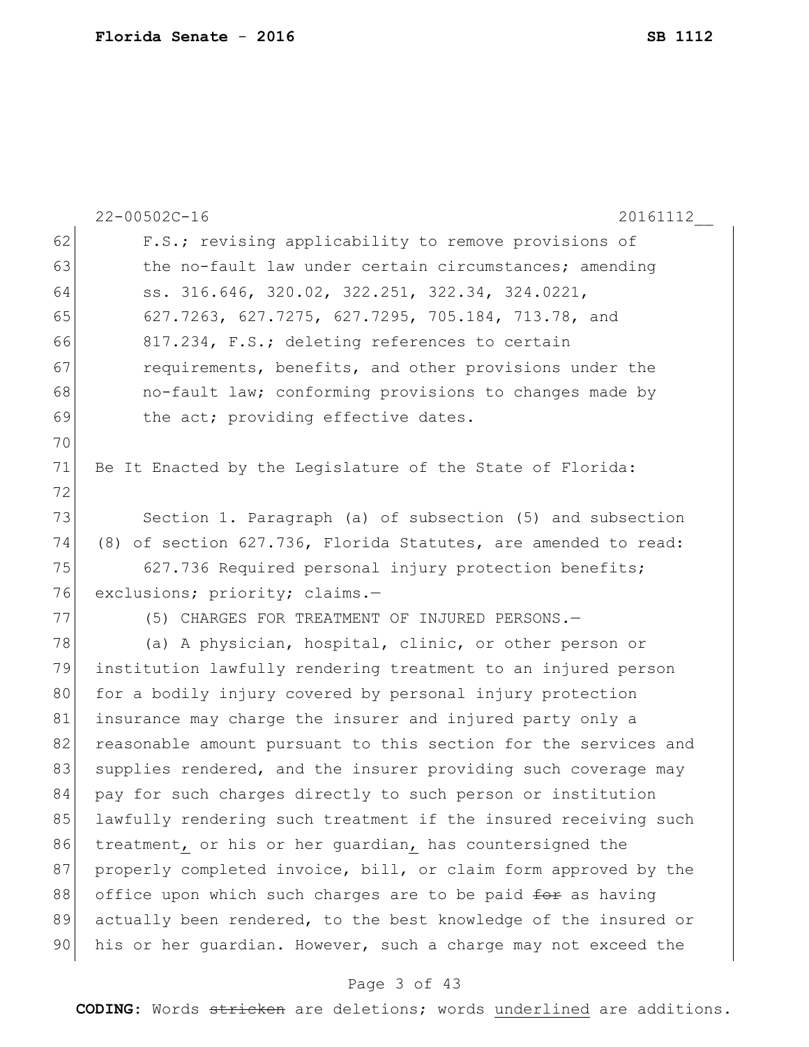F.S.; revising applicability to remove provisions of the no-fault law under certain circumstances; amending ss. 316.646, 320.02, 322.251, 322.34, 324.0221, 627.7263, 627.7275, 627.7295, 705.184, 713.78, and 817.234, F.S.; deleting references to certain requirements, benefits, and other provisions under the no-fault law; conforming provisions to changes made by the act; providing effective dates.

Be It Enacted by the Legislature of the State of Florida:

Section 1. Paragraph (a) of subsection (5) and subsection (8) of section 627.736, Florida Statutes, are amended to read:

627.736 Required personal injury protection benefits; exclusions; priority; claims.—

(5) CHARGES FOR TREATMENT OF INJURED PERSONS.—

(a) A physician, hospital, clinic, or other person or institution lawfully rendering treatment to an injured person for a bodily injury covered by personal injury protection insurance may charge the insurer and injured party only a reasonable amount pursuant to this section for the services and supplies rendered, and the insurer providing such coverage may pay for such charges directly to such person or institution lawfully rendering such treatment if the insured receiving such treatment<u>,</u> or his or her guardian<u>,</u> has countersigned the properly completed invoice, bill, or claim form approved by the office upon which such charges are to be paid ~~for~~ as having actually been rendered, to the best knowledge of the insured or his or her guardian. However, such a charge may not exceed the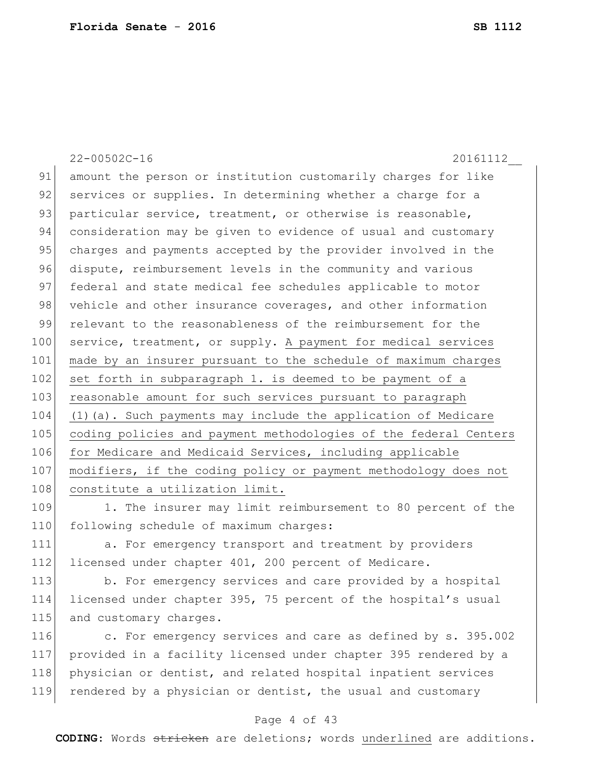amount the person or institution customarily charges for like services or supplies. In determining whether a charge for a particular service, treatment, or otherwise is reasonable, consideration may be given to evidence of usual and customary charges and payments accepted by the provider involved in the dispute, reimbursement levels in the community and various federal and state medical fee schedules applicable to motor vehicle and other insurance coverages, and other information relevant to the reasonableness of the reimbursement for the service, treatment, or supply. <u>A payment for medical services made by an insurer pursuant to the schedule of maximum charges set forth in subparagraph 1. is deemed to be payment of a reasonable amount for such services pursuant to paragraph (1)(a). Such payments may include the application of Medicare coding policies and payment methodologies of the federal Centers for Medicare and Medicaid Services, including applicable modifiers, if the coding policy or payment methodology does not constitute a utilization limit.</u>

1. The insurer may limit reimbursement to 80 percent of the following schedule of maximum charges:

a. For emergency transport and treatment by providers licensed under chapter 401, 200 percent of Medicare.

b. For emergency services and care provided by a hospital licensed under chapter 395, 75 percent of the hospital's usual and customary charges.

c. For emergency services and care as defined by s. 395.002 provided in a facility licensed under chapter 395 rendered by a physician or dentist, and related hospital inpatient services rendered by a physician or dentist, the usual and customary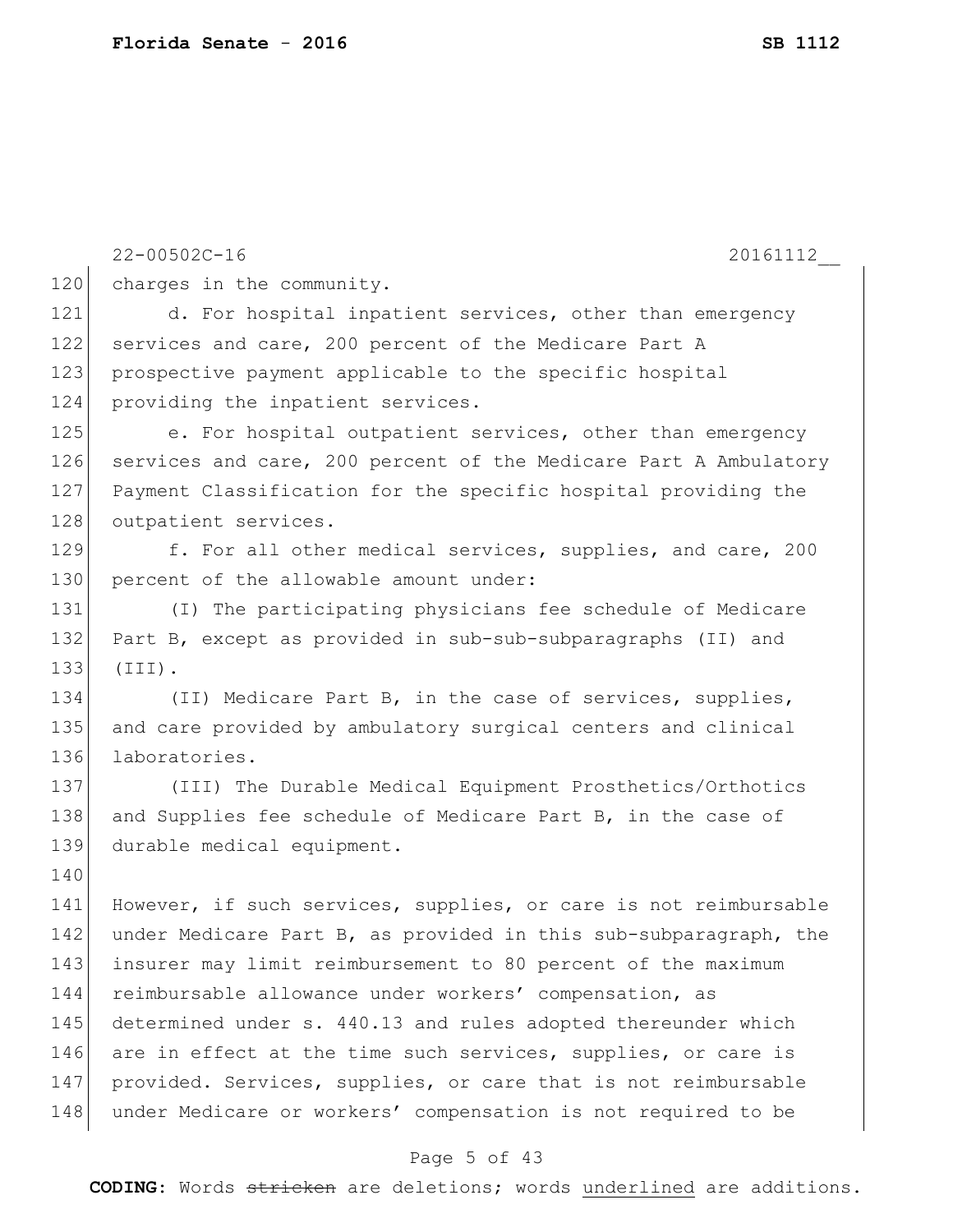charges in the community.

d. For hospital inpatient services, other than emergency services and care, 200 percent of the Medicare Part A prospective payment applicable to the specific hospital providing the inpatient services.

e. For hospital outpatient services, other than emergency services and care, 200 percent of the Medicare Part A Ambulatory Payment Classification for the specific hospital providing the outpatient services.

f. For all other medical services, supplies, and care, 200 percent of the allowable amount under:

(I) The participating physicians fee schedule of Medicare Part B, except as provided in sub-sub-subparagraphs (II) and (III).

(II) Medicare Part B, in the case of services, supplies, and care provided by ambulatory surgical centers and clinical laboratories.

(III) The Durable Medical Equipment Prosthetics/Orthotics and Supplies fee schedule of Medicare Part B, in the case of durable medical equipment.

However, if such services, supplies, or care is not reimbursable under Medicare Part B, as provided in this sub-subparagraph, the insurer may limit reimbursement to 80 percent of the maximum reimbursable allowance under workers' compensation, as determined under s. 440.13 and rules adopted thereunder which are in effect at the time such services, supplies, or care is provided. Services, supplies, or care that is not reimbursable under Medicare or workers' compensation is not required to be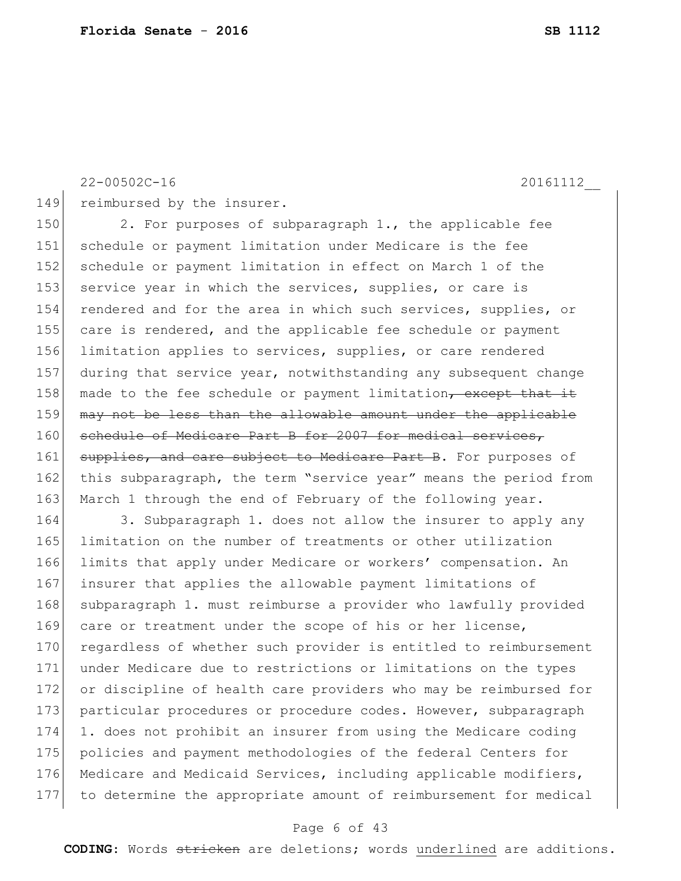22-00502C-16 20161112__

149 reimbursed by the insurer.

150 2. For purposes of subparagraph 1., the applicable fee
151 schedule or payment limitation under Medicare is the fee
152 schedule or payment limitation in effect on March 1 of the
153 service year in which the services, supplies, or care is
154 rendered and for the area in which such services, supplies, or
155 care is rendered, and the applicable fee schedule or payment
156 limitation applies to services, supplies, or care rendered
157 during that service year, notwithstanding any subsequent change
158 made to the fee schedule or payment limitation~~, except that it~~
159 ~~may not be less than the allowable amount under the applicable~~
160 ~~schedule of Medicare Part B for 2007 for medical services,~~
161 ~~supplies, and care subject to Medicare Part B~~. For purposes of
162 this subparagraph, the term "service year" means the period from
163 March 1 through the end of February of the following year.

164 3. Subparagraph 1. does not allow the insurer to apply any
165 limitation on the number of treatments or other utilization
166 limits that apply under Medicare or workers' compensation. An
167 insurer that applies the allowable payment limitations of
168 subparagraph 1. must reimburse a provider who lawfully provided
169 care or treatment under the scope of his or her license,
170 regardless of whether such provider is entitled to reimbursement
171 under Medicare due to restrictions or limitations on the types
172 or discipline of health care providers who may be reimbursed for
173 particular procedures or procedure codes. However, subparagraph
174 1. does not prohibit an insurer from using the Medicare coding
175 policies and payment methodologies of the federal Centers for
176 Medicare and Medicaid Services, including applicable modifiers,
177 to determine the appropriate amount of reimbursement for medical

**CODING:** Words ~~stricken~~ are deletions; words underlined are additions.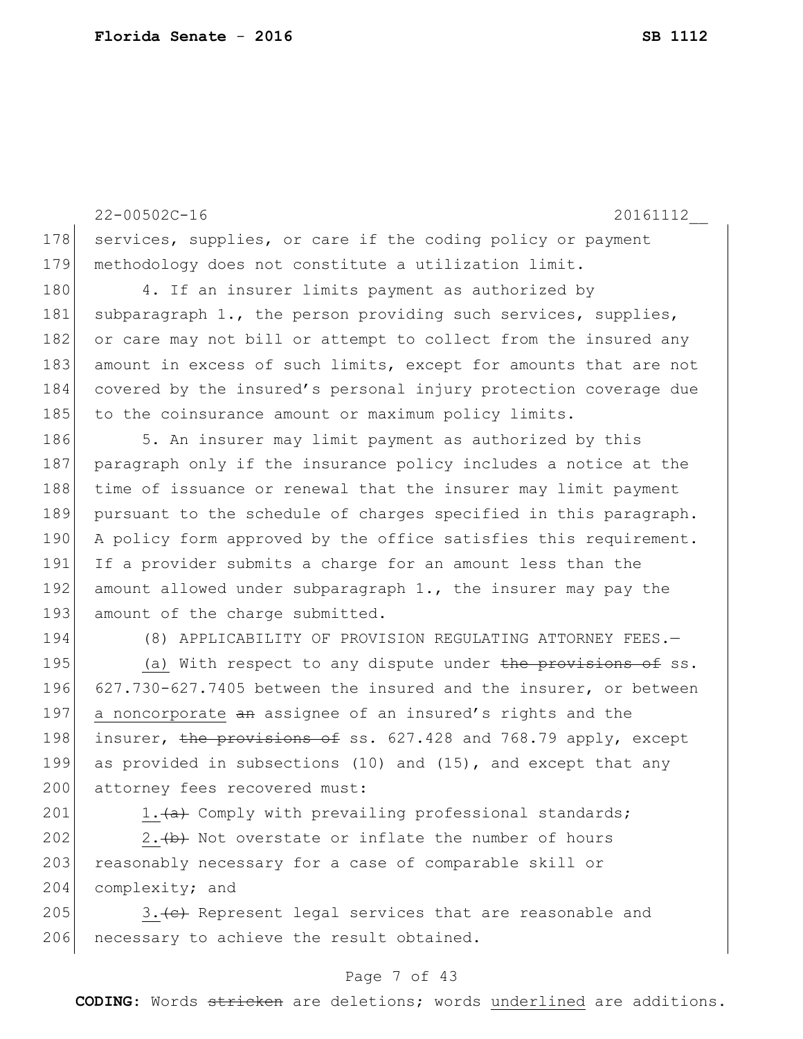services, supplies, or care if the coding policy or payment methodology does not constitute a utilization limit.

4. If an insurer limits payment as authorized by subparagraph 1., the person providing such services, supplies, or care may not bill or attempt to collect from the insured any amount in excess of such limits, except for amounts that are not covered by the insured's personal injury protection coverage due to the coinsurance amount or maximum policy limits.

5. An insurer may limit payment as authorized by this paragraph only if the insurance policy includes a notice at the time of issuance or renewal that the insurer may limit payment pursuant to the schedule of charges specified in this paragraph. A policy form approved by the office satisfies this requirement. If a provider submits a charge for an amount less than the amount allowed under subparagraph 1., the insurer may pay the amount of the charge submitted.

(8) APPLICABILITY OF PROVISION REGULATING ATTORNEY FEES.—

(a) With respect to any dispute under ~~the provisions of~~ ss. 627.730-627.7405 between the insured and the insurer, or between a noncorporate ~~an~~ assignee of an insured's rights and the insurer, ~~the provisions of~~ ss. 627.428 and 768.79 apply, except as provided in subsections (10) and (15), and except that any attorney fees recovered must:

1.~~(a)~~ Comply with prevailing professional standards;

2.~~(b)~~ Not overstate or inflate the number of hours reasonably necessary for a case of comparable skill or complexity; and

3.~~(c)~~ Represent legal services that are reasonable and necessary to achieve the result obtained.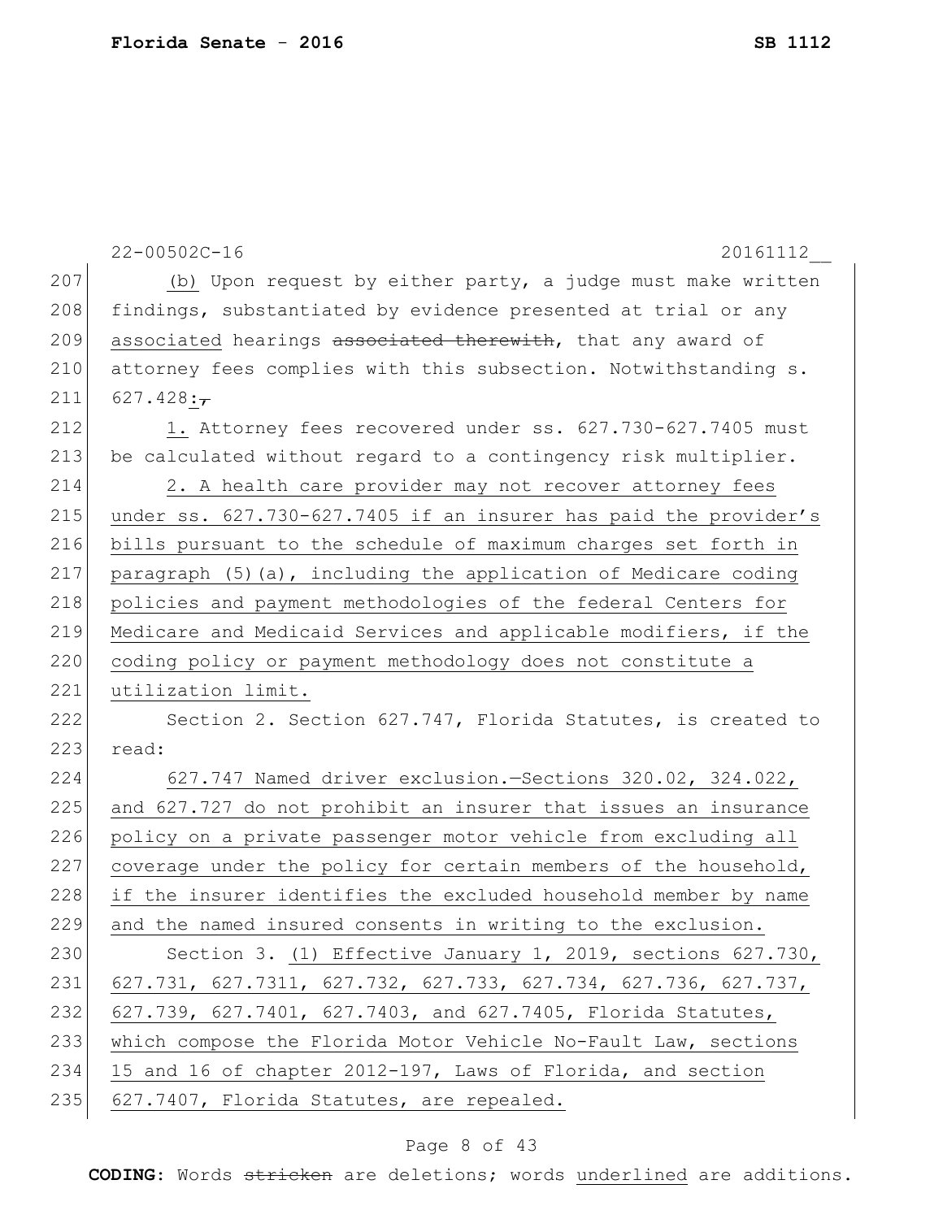(b) Upon request by either party, a judge must make written findings, substantiated by evidence presented at trial or any associated hearings ~~associated therewith~~, that any award of attorney fees complies with this subsection. Notwithstanding s. 627.428:~~,~~

1. Attorney fees recovered under ss. 627.730-627.7405 must be calculated without regard to a contingency risk multiplier.

2. A health care provider may not recover attorney fees under ss. 627.730-627.7405 if an insurer has paid the provider's bills pursuant to the schedule of maximum charges set forth in paragraph (5)(a), including the application of Medicare coding policies and payment methodologies of the federal Centers for Medicare and Medicaid Services and applicable modifiers, if the coding policy or payment methodology does not constitute a utilization limit.

Section 2. Section 627.747, Florida Statutes, is created to read:

627.747 Named driver exclusion.—Sections 320.02, 324.022, and 627.727 do not prohibit an insurer that issues an insurance policy on a private passenger motor vehicle from excluding all coverage under the policy for certain members of the household, if the insurer identifies the excluded household member by name and the named insured consents in writing to the exclusion.

Section 3. (1) Effective January 1, 2019, sections 627.730, 627.731, 627.7311, 627.732, 627.733, 627.734, 627.736, 627.737, 627.739, 627.7401, 627.7403, and 627.7405, Florida Statutes, which compose the Florida Motor Vehicle No-Fault Law, sections 15 and 16 of chapter 2012-197, Laws of Florida, and section 627.7407, Florida Statutes, are repealed.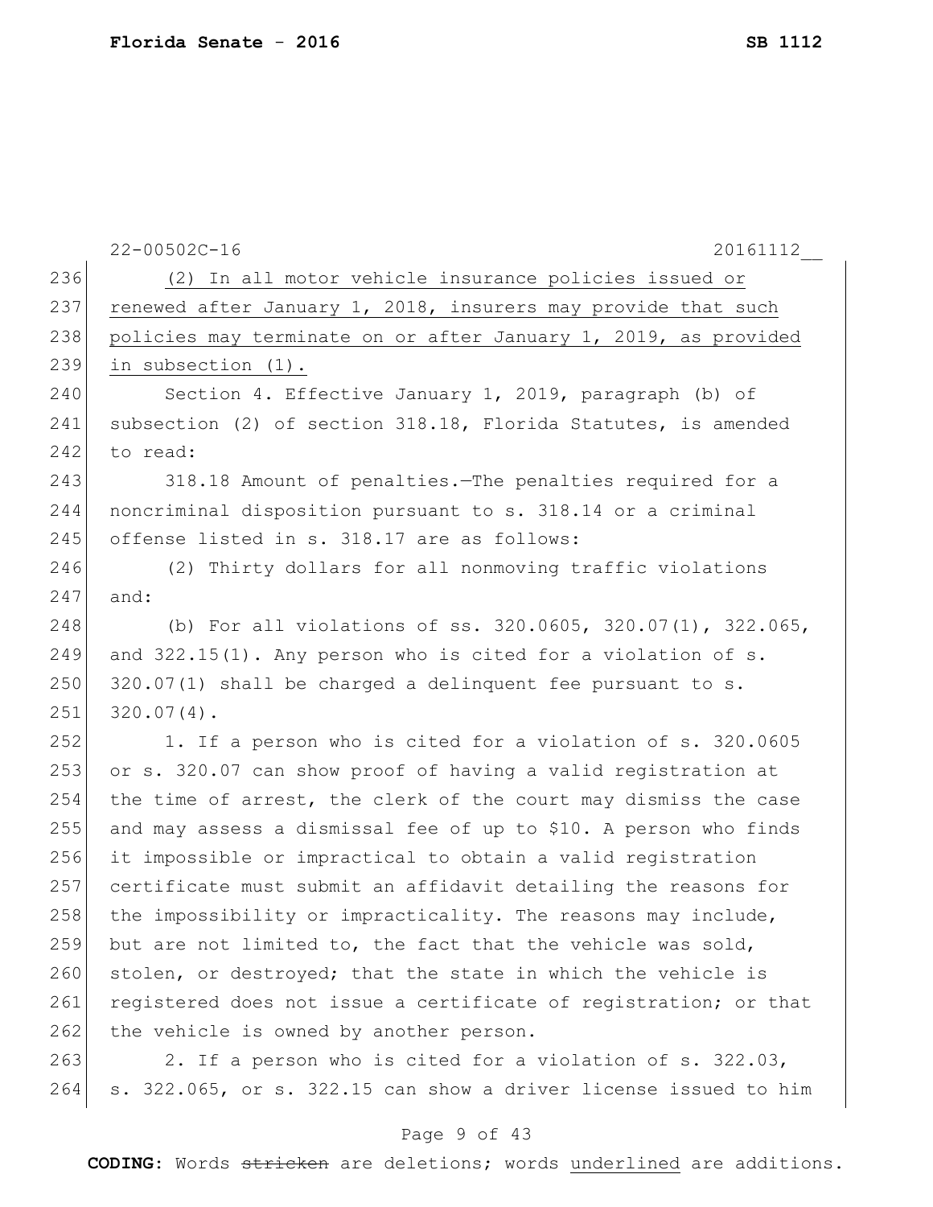22-00502C-16 20161112__

(2) In all motor vehicle insurance policies issued or renewed after January 1, 2018, insurers may provide that such policies may terminate on or after January 1, 2019, as provided in subsection (1).

Section 4. Effective January 1, 2019, paragraph (b) of subsection (2) of section 318.18, Florida Statutes, is amended to read:

318.18 Amount of penalties.—The penalties required for a noncriminal disposition pursuant to s. 318.14 or a criminal offense listed in s. 318.17 are as follows:

(2) Thirty dollars for all nonmoving traffic violations and:

(b) For all violations of ss. 320.0605, 320.07(1), 322.065, and 322.15(1). Any person who is cited for a violation of s. 320.07(1) shall be charged a delinquent fee pursuant to s. 320.07(4).

1. If a person who is cited for a violation of s. 320.0605 or s. 320.07 can show proof of having a valid registration at the time of arrest, the clerk of the court may dismiss the case and may assess a dismissal fee of up to $10. A person who finds it impossible or impractical to obtain a valid registration certificate must submit an affidavit detailing the reasons for the impossibility or impracticality. The reasons may include, but are not limited to, the fact that the vehicle was sold, stolen, or destroyed; that the state in which the vehicle is registered does not issue a certificate of registration; or that the vehicle is owned by another person.

2. If a person who is cited for a violation of s. 322.03, s. 322.065, or s. 322.15 can show a driver license issued to him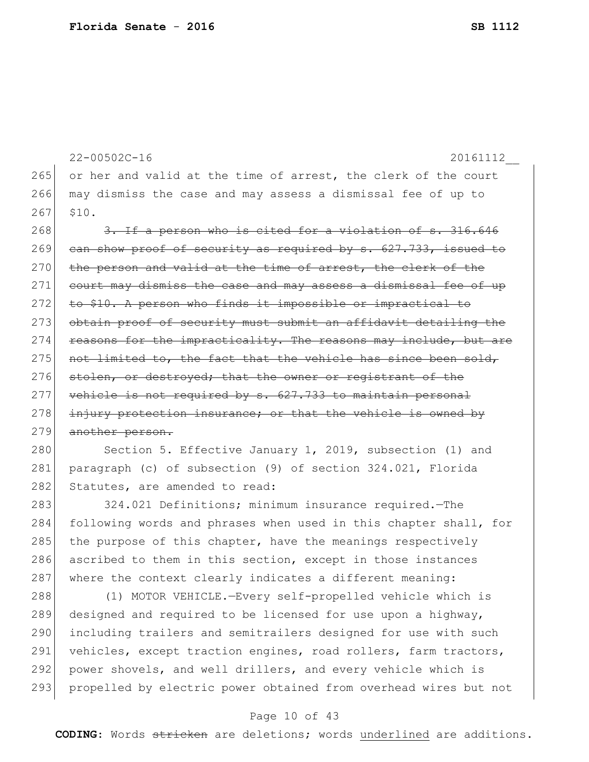or her and valid at the time of arrest, the clerk of the court may dismiss the case and may assess a dismissal fee of up to $10.

~~3. If a person who is cited for a violation of s. 316.646 can show proof of security as required by s. 627.733, issued to the person and valid at the time of arrest, the clerk of the court may dismiss the case and may assess a dismissal fee of up to $10. A person who finds it impossible or impractical to obtain proof of security must submit an affidavit detailing the reasons for the impracticality. The reasons may include, but are not limited to, the fact that the vehicle has since been sold, stolen, or destroyed; that the owner or registrant of the vehicle is not required by s. 627.733 to maintain personal injury protection insurance; or that the vehicle is owned by another person.~~

Section 5. Effective January 1, 2019, subsection (1) and paragraph (c) of subsection (9) of section 324.021, Florida Statutes, are amended to read:

324.021 Definitions; minimum insurance required.—The following words and phrases when used in this chapter shall, for the purpose of this chapter, have the meanings respectively ascribed to them in this section, except in those instances where the context clearly indicates a different meaning:

(1) MOTOR VEHICLE.—Every self-propelled vehicle which is designed and required to be licensed for use upon a highway, including trailers and semitrailers designed for use with such vehicles, except traction engines, road rollers, farm tractors, power shovels, and well drillers, and every vehicle which is propelled by electric power obtained from overhead wires but not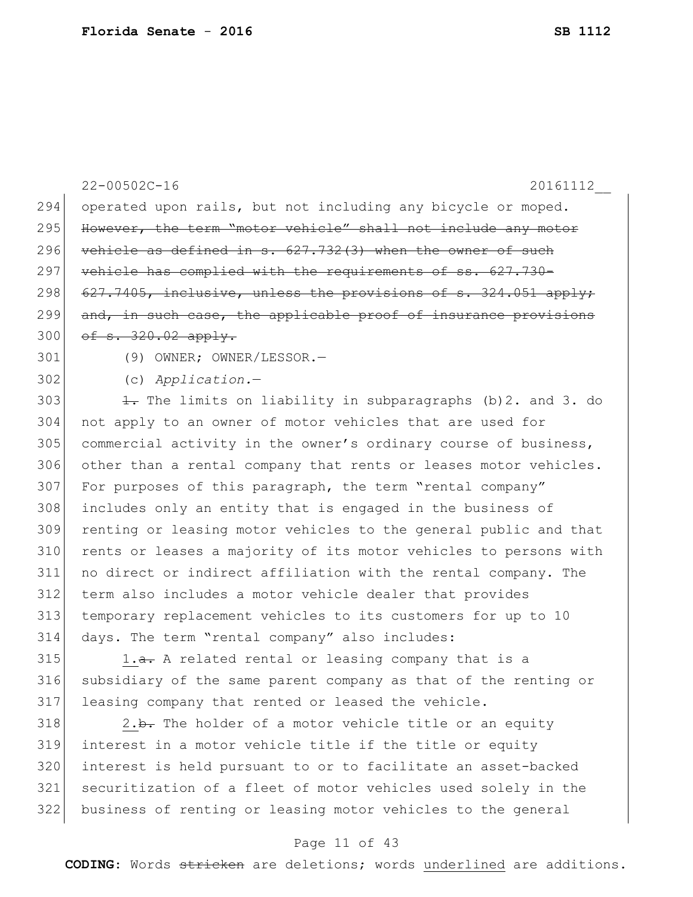operated upon rails, but not including any bicycle or moped. ~~However, the term "motor vehicle" shall not include any motor vehicle as defined in s. 627.732(3) when the owner of such vehicle has complied with the requirements of ss. 627.730-627.7405, inclusive, unless the provisions of s. 324.051 apply; and, in such case, the applicable proof of insurance provisions of s. 320.02 apply.~~

(9) OWNER; OWNER/LESSOR.—

(c) *Application.*—

~~1.~~ The limits on liability in subparagraphs (b)2. and 3. do not apply to an owner of motor vehicles that are used for commercial activity in the owner's ordinary course of business, other than a rental company that rents or leases motor vehicles. For purposes of this paragraph, the term "rental company" includes only an entity that is engaged in the business of renting or leasing motor vehicles to the general public and that rents or leases a majority of its motor vehicles to persons with no direct or indirect affiliation with the rental company. The term also includes a motor vehicle dealer that provides temporary replacement vehicles to its customers for up to 10 days. The term "rental company" also includes:

<u>1.</u>~~a.~~ A related rental or leasing company that is a subsidiary of the same parent company as that of the renting or leasing company that rented or leased the vehicle.

<u>2.</u>~~b.~~ The holder of a motor vehicle title or an equity interest in a motor vehicle title if the title or equity interest is held pursuant to or to facilitate an asset-backed securitization of a fleet of motor vehicles used solely in the business of renting or leasing motor vehicles to the general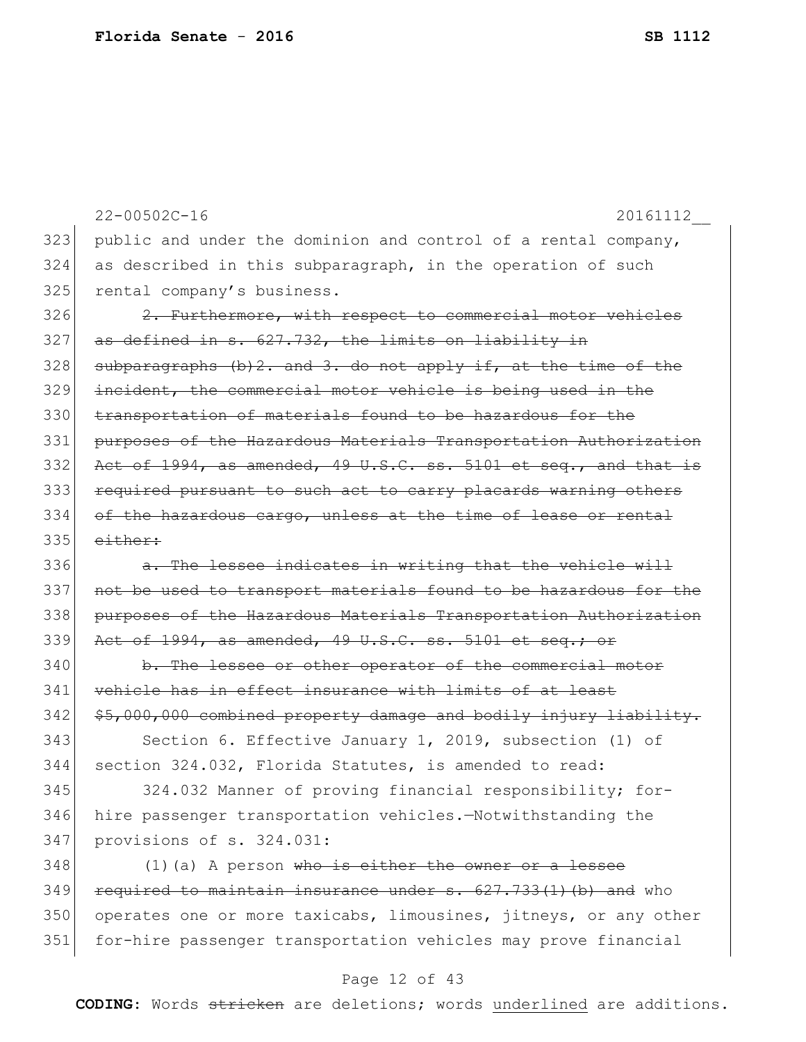public and under the dominion and control of a rental company, as described in this subparagraph, in the operation of such rental company's business.

~~2. Furthermore, with respect to commercial motor vehicles as defined in s. 627.732, the limits on liability in subparagraphs (b)2. and 3. do not apply if, at the time of the incident, the commercial motor vehicle is being used in the transportation of materials found to be hazardous for the purposes of the Hazardous Materials Transportation Authorization Act of 1994, as amended, 49 U.S.C. ss. 5101 et seq., and that is required pursuant to such act to carry placards warning others of the hazardous cargo, unless at the time of lease or rental either:~~

~~a. The lessee indicates in writing that the vehicle will not be used to transport materials found to be hazardous for the purposes of the Hazardous Materials Transportation Authorization Act of 1994, as amended, 49 U.S.C. ss. 5101 et seq.; or~~

~~b. The lessee or other operator of the commercial motor vehicle has in effect insurance with limits of at least $5,000,000 combined property damage and bodily injury liability.~~

Section 6. Effective January 1, 2019, subsection (1) of section 324.032, Florida Statutes, is amended to read:

324.032 Manner of proving financial responsibility; for-hire passenger transportation vehicles.—Notwithstanding the provisions of s. 324.031:

(1)(a) A person ~~who is either the owner or a lessee required to maintain insurance under s. 627.733(1)(b) and~~ who operates one or more taxicabs, limousines, jitneys, or any other for-hire passenger transportation vehicles may prove financial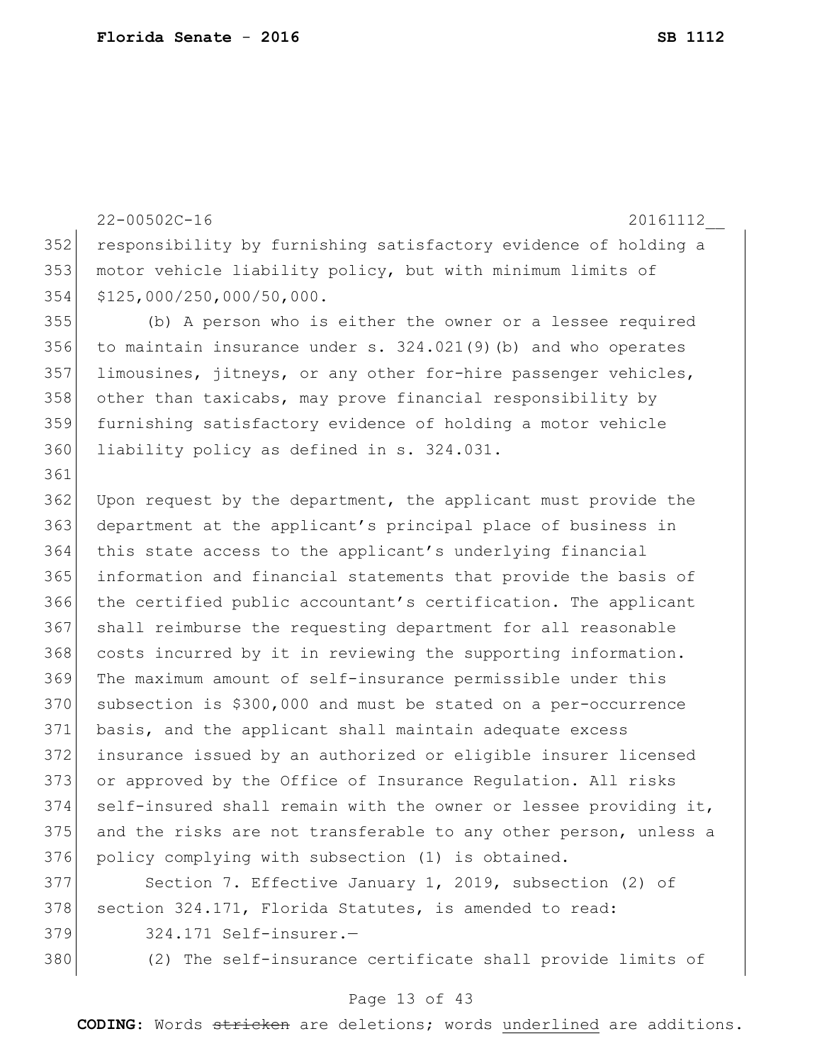responsibility by furnishing satisfactory evidence of holding a motor vehicle liability policy, but with minimum limits of $125,000/250,000/50,000.

(b) A person who is either the owner or a lessee required to maintain insurance under s. 324.021(9)(b) and who operates limousines, jitneys, or any other for-hire passenger vehicles, other than taxicabs, may prove financial responsibility by furnishing satisfactory evidence of holding a motor vehicle liability policy as defined in s. 324.031.

Upon request by the department, the applicant must provide the department at the applicant's principal place of business in this state access to the applicant's underlying financial information and financial statements that provide the basis of the certified public accountant's certification. The applicant shall reimburse the requesting department for all reasonable costs incurred by it in reviewing the supporting information. The maximum amount of self-insurance permissible under this subsection is $300,000 and must be stated on a per-occurrence basis, and the applicant shall maintain adequate excess insurance issued by an authorized or eligible insurer licensed or approved by the Office of Insurance Regulation. All risks self-insured shall remain with the owner or lessee providing it, and the risks are not transferable to any other person, unless a policy complying with subsection (1) is obtained.

Section 7. Effective January 1, 2019, subsection (2) of section 324.171, Florida Statutes, is amended to read:

324.171 Self-insurer.—

(2) The self-insurance certificate shall provide limits of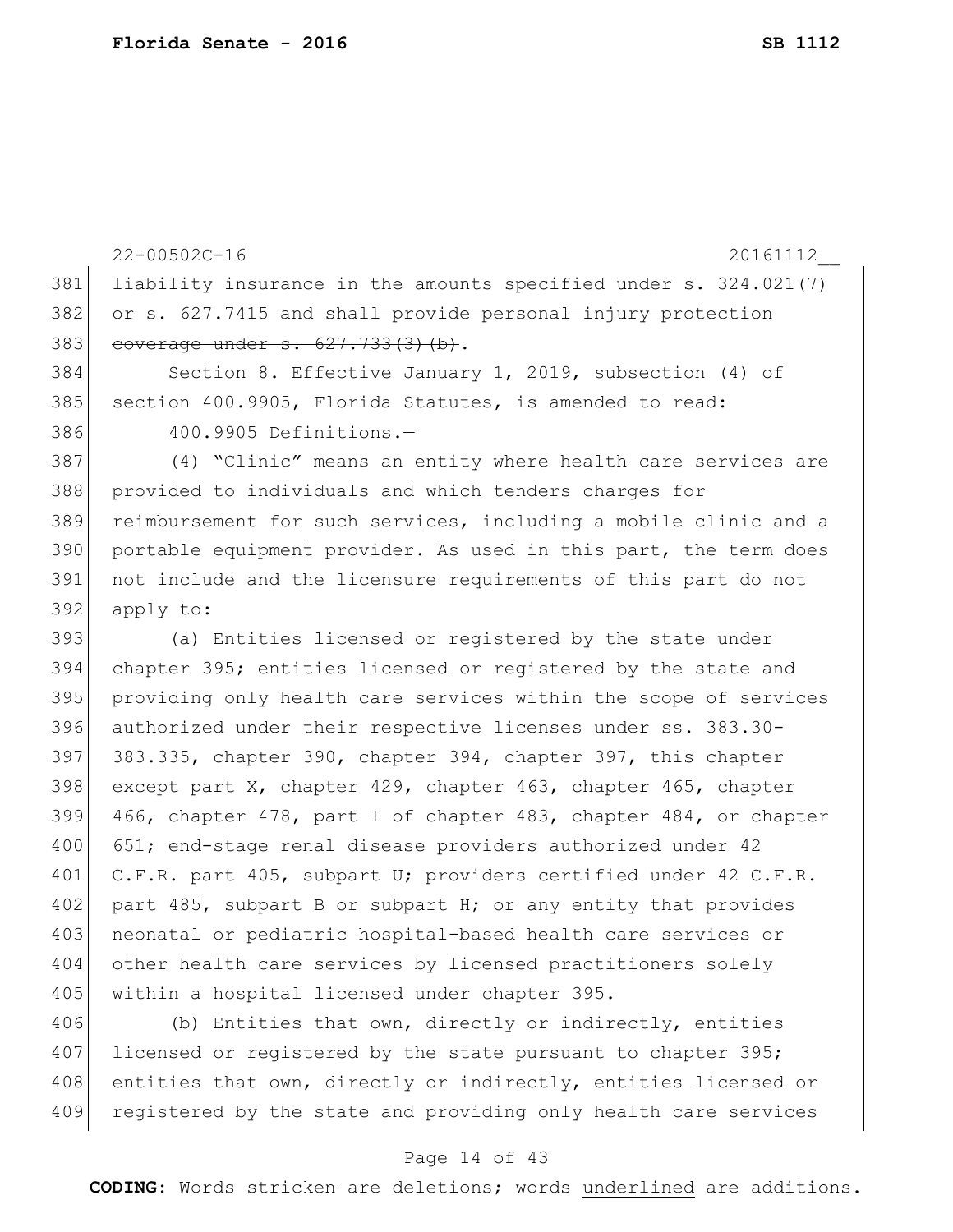liability insurance in the amounts specified under s. 324.021(7) or s. 627.7415 ~~and shall provide personal injury protection coverage under s. 627.733(3)(b)~~.

Section 8. Effective January 1, 2019, subsection (4) of section 400.9905, Florida Statutes, is amended to read:

400.9905 Definitions.—

(4) "Clinic" means an entity where health care services are provided to individuals and which tenders charges for reimbursement for such services, including a mobile clinic and a portable equipment provider. As used in this part, the term does not include and the licensure requirements of this part do not apply to:

(a) Entities licensed or registered by the state under chapter 395; entities licensed or registered by the state and providing only health care services within the scope of services authorized under their respective licenses under ss. 383.30-383.335, chapter 390, chapter 394, chapter 397, this chapter except part X, chapter 429, chapter 463, chapter 465, chapter 466, chapter 478, part I of chapter 483, chapter 484, or chapter 651; end-stage renal disease providers authorized under 42 C.F.R. part 405, subpart U; providers certified under 42 C.F.R. part 485, subpart B or subpart H; or any entity that provides neonatal or pediatric hospital-based health care services or other health care services by licensed practitioners solely within a hospital licensed under chapter 395.

(b) Entities that own, directly or indirectly, entities licensed or registered by the state pursuant to chapter 395; entities that own, directly or indirectly, entities licensed or registered by the state and providing only health care services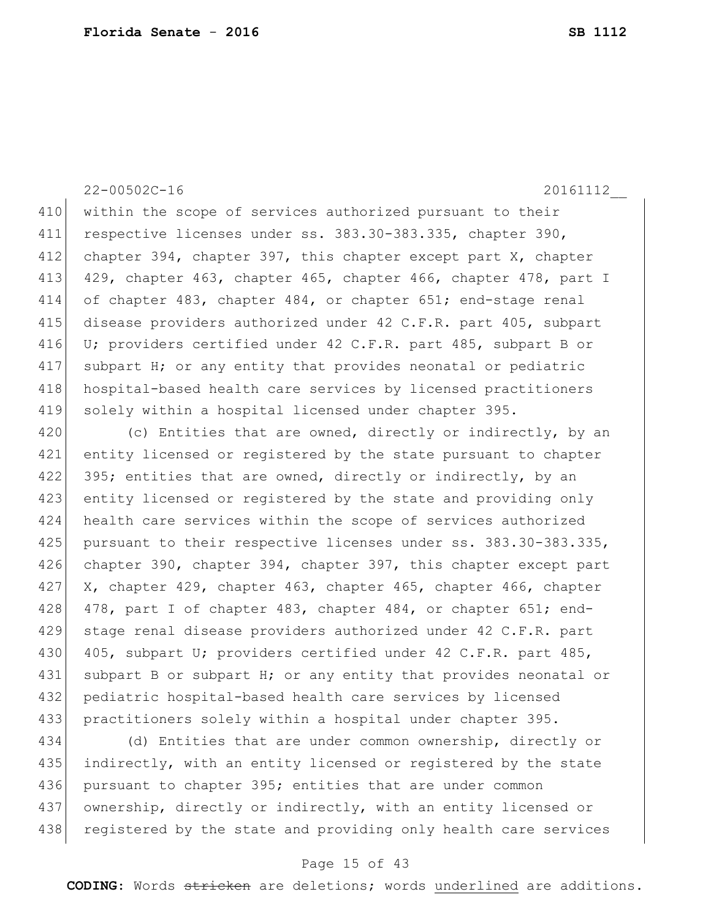22-00502C-16 20161112__

within the scope of services authorized pursuant to their respective licenses under ss. 383.30-383.335, chapter 390, chapter 394, chapter 397, this chapter except part X, chapter 429, chapter 463, chapter 465, chapter 466, chapter 478, part I of chapter 483, chapter 484, or chapter 651; end-stage renal disease providers authorized under 42 C.F.R. part 405, subpart U; providers certified under 42 C.F.R. part 485, subpart B or subpart H; or any entity that provides neonatal or pediatric hospital-based health care services by licensed practitioners solely within a hospital licensed under chapter 395.

(c) Entities that are owned, directly or indirectly, by an entity licensed or registered by the state pursuant to chapter 395; entities that are owned, directly or indirectly, by an entity licensed or registered by the state and providing only health care services within the scope of services authorized pursuant to their respective licenses under ss. 383.30-383.335, chapter 390, chapter 394, chapter 397, this chapter except part X, chapter 429, chapter 463, chapter 465, chapter 466, chapter 478, part I of chapter 483, chapter 484, or chapter 651; end-stage renal disease providers authorized under 42 C.F.R. part 405, subpart U; providers certified under 42 C.F.R. part 485, subpart B or subpart H; or any entity that provides neonatal or pediatric hospital-based health care services by licensed practitioners solely within a hospital under chapter 395.

(d) Entities that are under common ownership, directly or indirectly, with an entity licensed or registered by the state pursuant to chapter 395; entities that are under common ownership, directly or indirectly, with an entity licensed or registered by the state and providing only health care services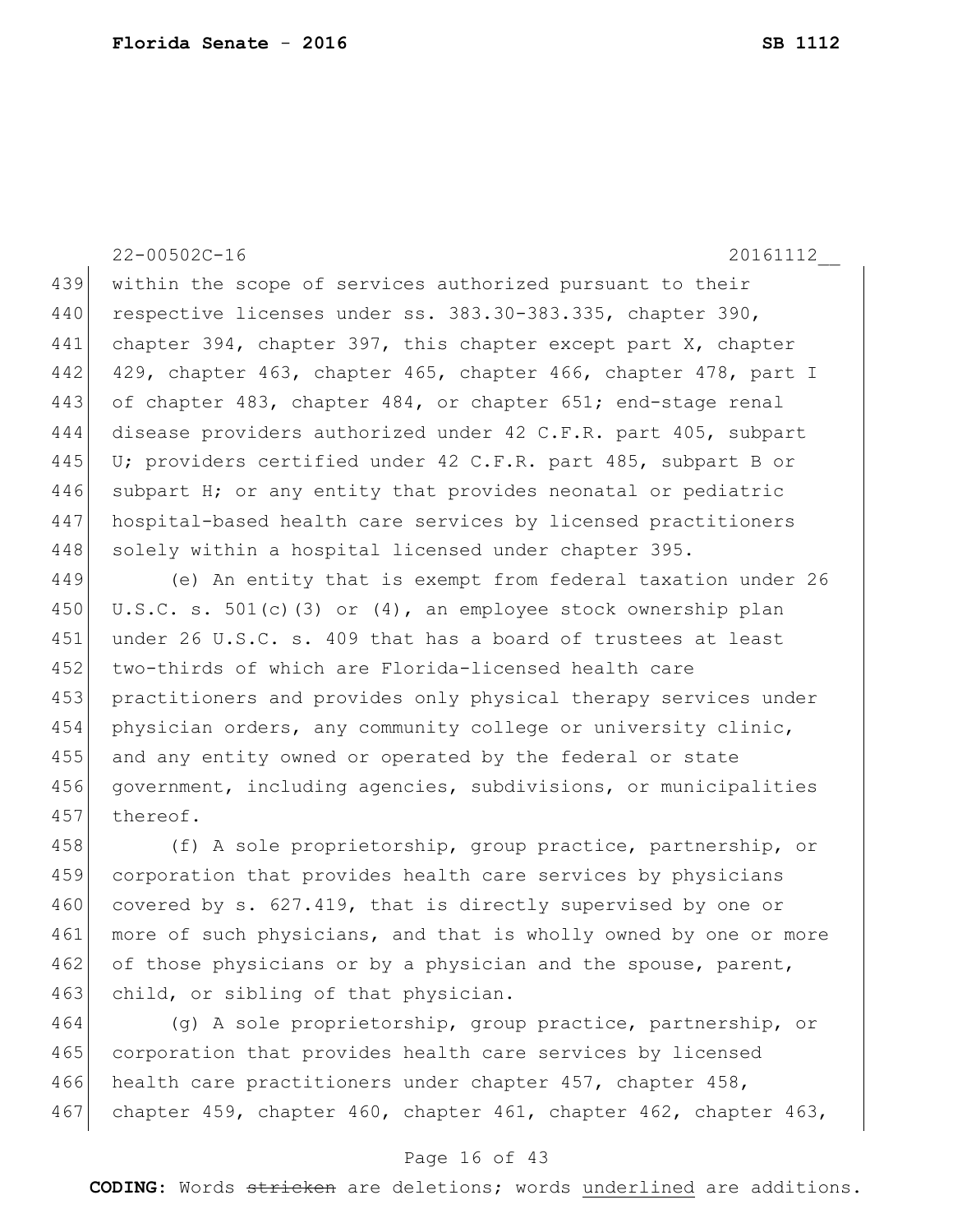within the scope of services authorized pursuant to their respective licenses under ss. 383.30-383.335, chapter 390, chapter 394, chapter 397, this chapter except part X, chapter 429, chapter 463, chapter 465, chapter 466, chapter 478, part I of chapter 483, chapter 484, or chapter 651; end-stage renal disease providers authorized under 42 C.F.R. part 405, subpart U; providers certified under 42 C.F.R. part 485, subpart B or subpart H; or any entity that provides neonatal or pediatric hospital-based health care services by licensed practitioners solely within a hospital licensed under chapter 395.

(e) An entity that is exempt from federal taxation under 26 U.S.C. s. 501(c)(3) or (4), an employee stock ownership plan under 26 U.S.C. s. 409 that has a board of trustees at least two-thirds of which are Florida-licensed health care practitioners and provides only physical therapy services under physician orders, any community college or university clinic, and any entity owned or operated by the federal or state government, including agencies, subdivisions, or municipalities thereof.

(f) A sole proprietorship, group practice, partnership, or corporation that provides health care services by physicians covered by s. 627.419, that is directly supervised by one or more of such physicians, and that is wholly owned by one or more of those physicians or by a physician and the spouse, parent, child, or sibling of that physician.

(g) A sole proprietorship, group practice, partnership, or corporation that provides health care services by licensed health care practitioners under chapter 457, chapter 458, chapter 459, chapter 460, chapter 461, chapter 462, chapter 463,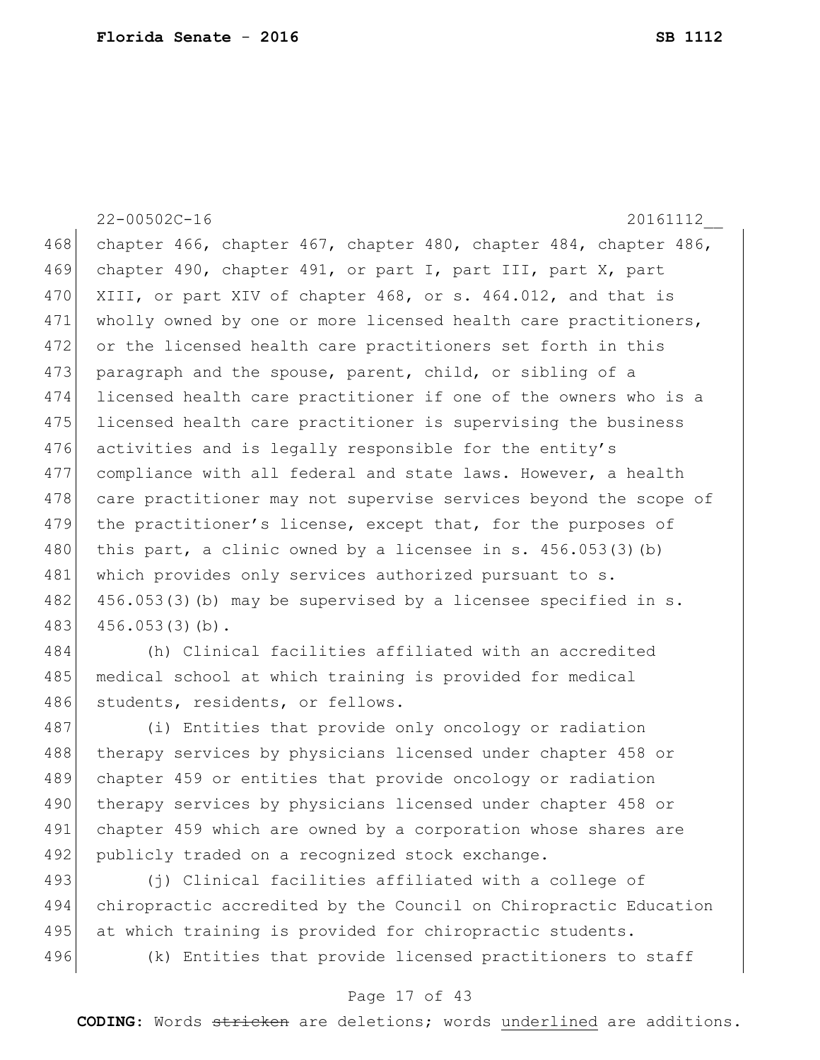chapter 466, chapter 467, chapter 480, chapter 484, chapter 486, chapter 490, chapter 491, or part I, part III, part X, part XIII, or part XIV of chapter 468, or s. 464.012, and that is wholly owned by one or more licensed health care practitioners, or the licensed health care practitioners set forth in this paragraph and the spouse, parent, child, or sibling of a licensed health care practitioner if one of the owners who is a licensed health care practitioner is supervising the business activities and is legally responsible for the entity's compliance with all federal and state laws. However, a health care practitioner may not supervise services beyond the scope of the practitioner's license, except that, for the purposes of this part, a clinic owned by a licensee in s. 456.053(3)(b) which provides only services authorized pursuant to s. 456.053(3)(b) may be supervised by a licensee specified in s. 456.053(3)(b).

(h) Clinical facilities affiliated with an accredited medical school at which training is provided for medical students, residents, or fellows.

(i) Entities that provide only oncology or radiation therapy services by physicians licensed under chapter 458 or chapter 459 or entities that provide oncology or radiation therapy services by physicians licensed under chapter 458 or chapter 459 which are owned by a corporation whose shares are publicly traded on a recognized stock exchange.

(j) Clinical facilities affiliated with a college of chiropractic accredited by the Council on Chiropractic Education at which training is provided for chiropractic students.

(k) Entities that provide licensed practitioners to staff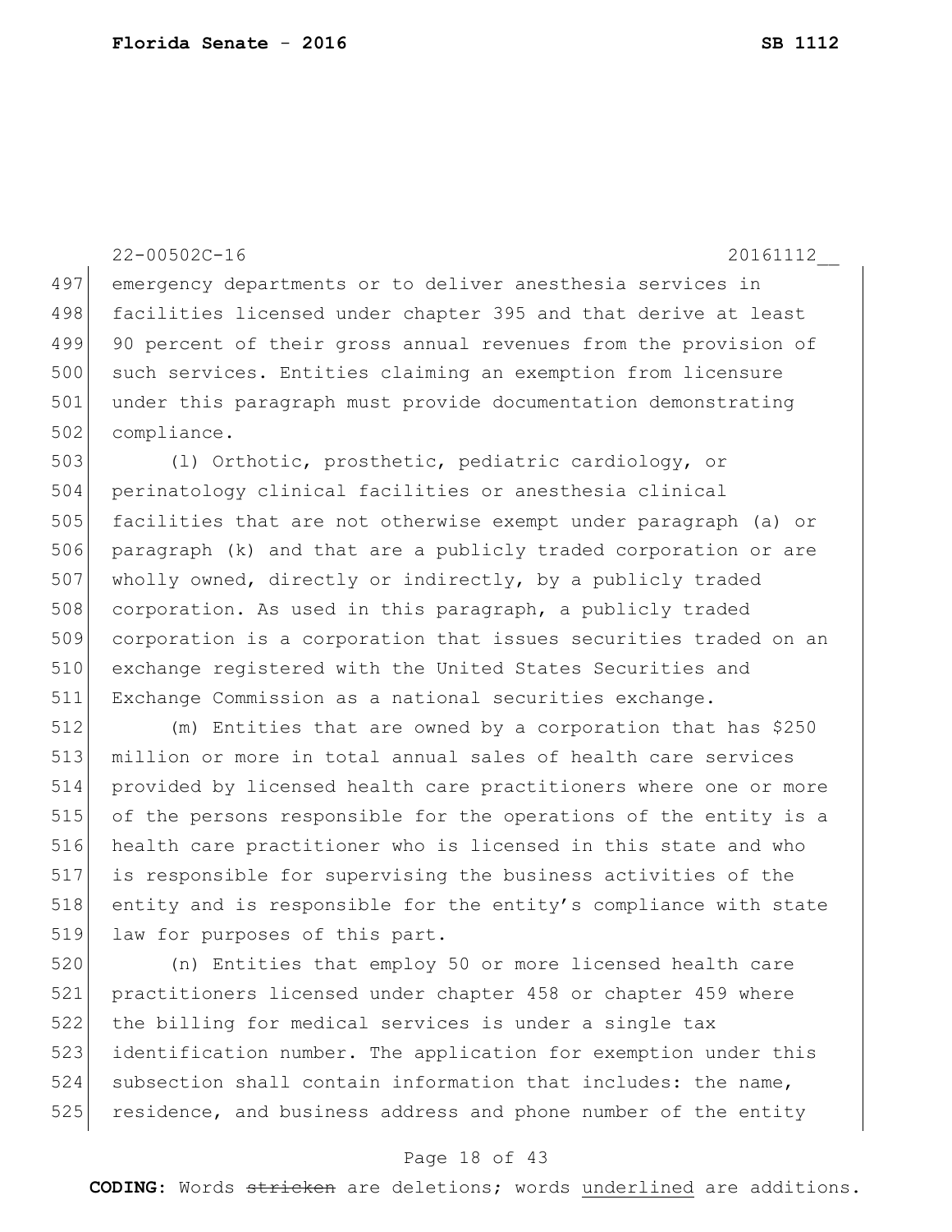emergency departments or to deliver anesthesia services in facilities licensed under chapter 395 and that derive at least 90 percent of their gross annual revenues from the provision of such services. Entities claiming an exemption from licensure under this paragraph must provide documentation demonstrating compliance.

(l) Orthotic, prosthetic, pediatric cardiology, or perinatology clinical facilities or anesthesia clinical facilities that are not otherwise exempt under paragraph (a) or paragraph (k) and that are a publicly traded corporation or are wholly owned, directly or indirectly, by a publicly traded corporation. As used in this paragraph, a publicly traded corporation is a corporation that issues securities traded on an exchange registered with the United States Securities and Exchange Commission as a national securities exchange.

(m) Entities that are owned by a corporation that has $250 million or more in total annual sales of health care services provided by licensed health care practitioners where one or more of the persons responsible for the operations of the entity is a health care practitioner who is licensed in this state and who is responsible for supervising the business activities of the entity and is responsible for the entity's compliance with state law for purposes of this part.

(n) Entities that employ 50 or more licensed health care practitioners licensed under chapter 458 or chapter 459 where the billing for medical services is under a single tax identification number. The application for exemption under this subsection shall contain information that includes: the name, residence, and business address and phone number of the entity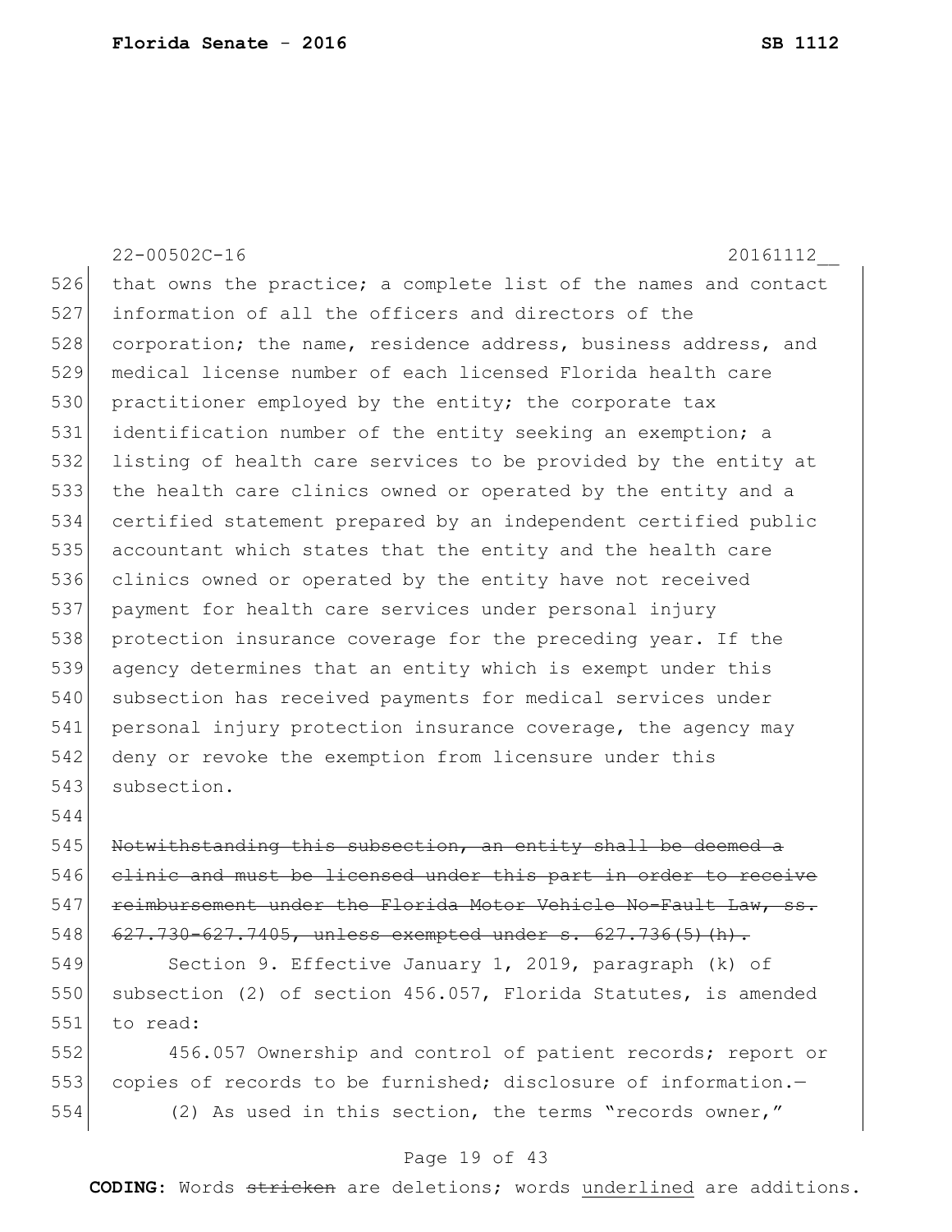that owns the practice; a complete list of the names and contact information of all the officers and directors of the corporation; the name, residence address, business address, and medical license number of each licensed Florida health care practitioner employed by the entity; the corporate tax identification number of the entity seeking an exemption; a listing of health care services to be provided by the entity at the health care clinics owned or operated by the entity and a certified statement prepared by an independent certified public accountant which states that the entity and the health care clinics owned or operated by the entity have not received payment for health care services under personal injury protection insurance coverage for the preceding year. If the agency determines that an entity which is exempt under this subsection has received payments for medical services under personal injury protection insurance coverage, the agency may deny or revoke the exemption from licensure under this subsection.

~~Notwithstanding this subsection, an entity shall be deemed a clinic and must be licensed under this part in order to receive reimbursement under the Florida Motor Vehicle No-Fault Law, ss. 627.730-627.7405, unless exempted under s. 627.736(5)(h).~~

Section 9. Effective January 1, 2019, paragraph (k) of subsection (2) of section 456.057, Florida Statutes, is amended to read:

456.057 Ownership and control of patient records; report or copies of records to be furnished; disclosure of information.—

(2) As used in this section, the terms "records owner,"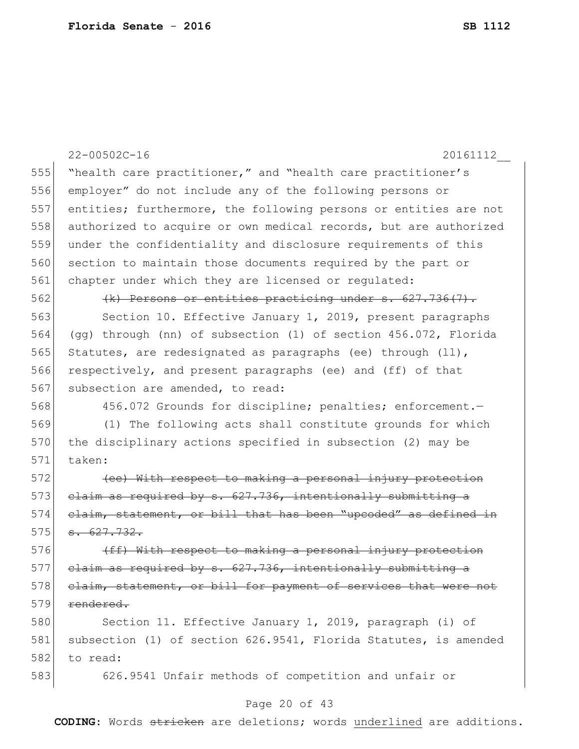"health care practitioner," and "health care practitioner's employer" do not include any of the following persons or entities; furthermore, the following persons or entities are not authorized to acquire or own medical records, but are authorized under the confidentiality and disclosure requirements of this section to maintain those documents required by the part or chapter under which they are licensed or regulated:

~~(k) Persons or entities practicing under s. 627.736(7).~~

Section 10. Effective January 1, 2019, present paragraphs (gg) through (nn) of subsection (1) of section 456.072, Florida Statutes, are redesignated as paragraphs (ee) through (ll), respectively, and present paragraphs (ee) and (ff) of that subsection are amended, to read:

456.072 Grounds for discipline; penalties; enforcement.—

(1) The following acts shall constitute grounds for which the disciplinary actions specified in subsection (2) may be taken:

~~(ee) With respect to making a personal injury protection claim as required by s. 627.736, intentionally submitting a claim, statement, or bill that has been "upcoded" as defined in s. 627.732.~~

~~(ff) With respect to making a personal injury protection claim as required by s. 627.736, intentionally submitting a claim, statement, or bill for payment of services that were not rendered.~~

Section 11. Effective January 1, 2019, paragraph (i) of subsection (1) of section 626.9541, Florida Statutes, is amended to read:

626.9541 Unfair methods of competition and unfair or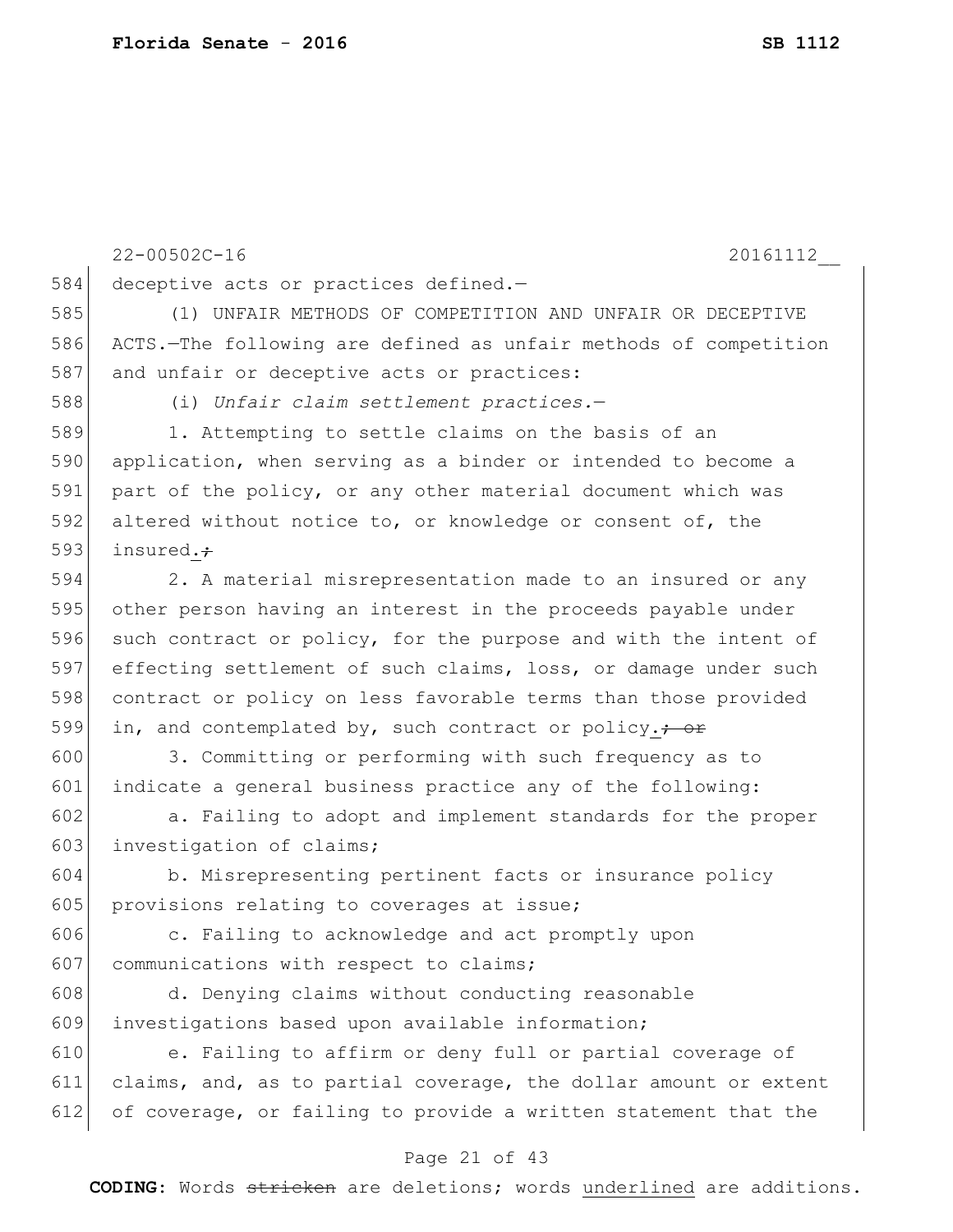22-00502C-16 20161112__

deceptive acts or practices defined.—

(1) UNFAIR METHODS OF COMPETITION AND UNFAIR OR DECEPTIVE ACTS.—The following are defined as unfair methods of competition and unfair or deceptive acts or practices:

(i) *Unfair claim settlement practices.*—

1. Attempting to settle claims on the basis of an application, when serving as a binder or intended to become a part of the policy, or any other material document which was altered without notice to, or knowledge or consent of, the insured.~~;~~

2. A material misrepresentation made to an insured or any other person having an interest in the proceeds payable under such contract or policy, for the purpose and with the intent of effecting settlement of such claims, loss, or damage under such contract or policy on less favorable terms than those provided in, and contemplated by, such contract or policy.~~; or~~

3. Committing or performing with such frequency as to indicate a general business practice any of the following:

a. Failing to adopt and implement standards for the proper investigation of claims;

b. Misrepresenting pertinent facts or insurance policy provisions relating to coverages at issue;

c. Failing to acknowledge and act promptly upon communications with respect to claims;

d. Denying claims without conducting reasonable investigations based upon available information;

e. Failing to affirm or deny full or partial coverage of claims, and, as to partial coverage, the dollar amount or extent of coverage, or failing to provide a written statement that the

**CODING:** Words ~~stricken~~ are deletions; words underlined are additions.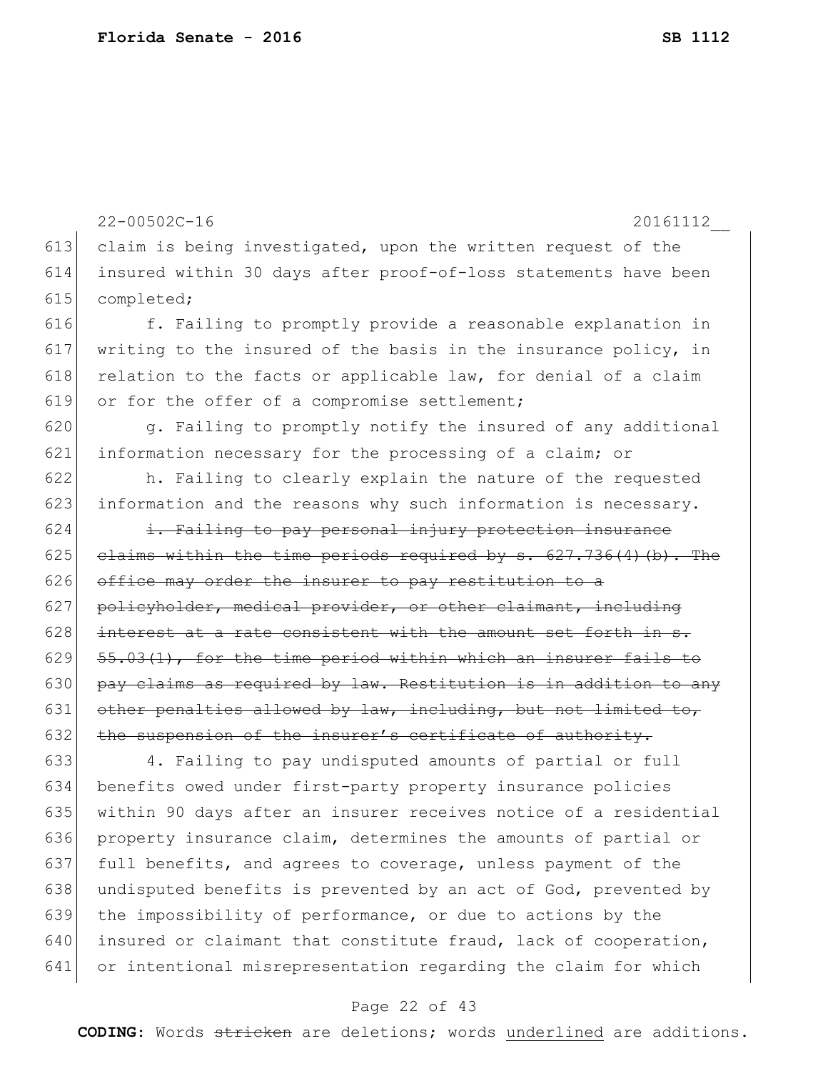claim is being investigated, upon the written request of the insured within 30 days after proof-of-loss statements have been completed;

f. Failing to promptly provide a reasonable explanation in writing to the insured of the basis in the insurance policy, in relation to the facts or applicable law, for denial of a claim or for the offer of a compromise settlement;

g. Failing to promptly notify the insured of any additional information necessary for the processing of a claim; or

h. Failing to clearly explain the nature of the requested information and the reasons why such information is necessary.

~~i. Failing to pay personal injury protection insurance claims within the time periods required by s. 627.736(4)(b). The office may order the insurer to pay restitution to a policyholder, medical provider, or other claimant, including interest at a rate consistent with the amount set forth in s. 55.03(1), for the time period within which an insurer fails to pay claims as required by law. Restitution is in addition to any other penalties allowed by law, including, but not limited to, the suspension of the insurer's certificate of authority.~~

4. Failing to pay undisputed amounts of partial or full benefits owed under first-party property insurance policies within 90 days after an insurer receives notice of a residential property insurance claim, determines the amounts of partial or full benefits, and agrees to coverage, unless payment of the undisputed benefits is prevented by an act of God, prevented by the impossibility of performance, or due to actions by the insured or claimant that constitute fraud, lack of cooperation, or intentional misrepresentation regarding the claim for which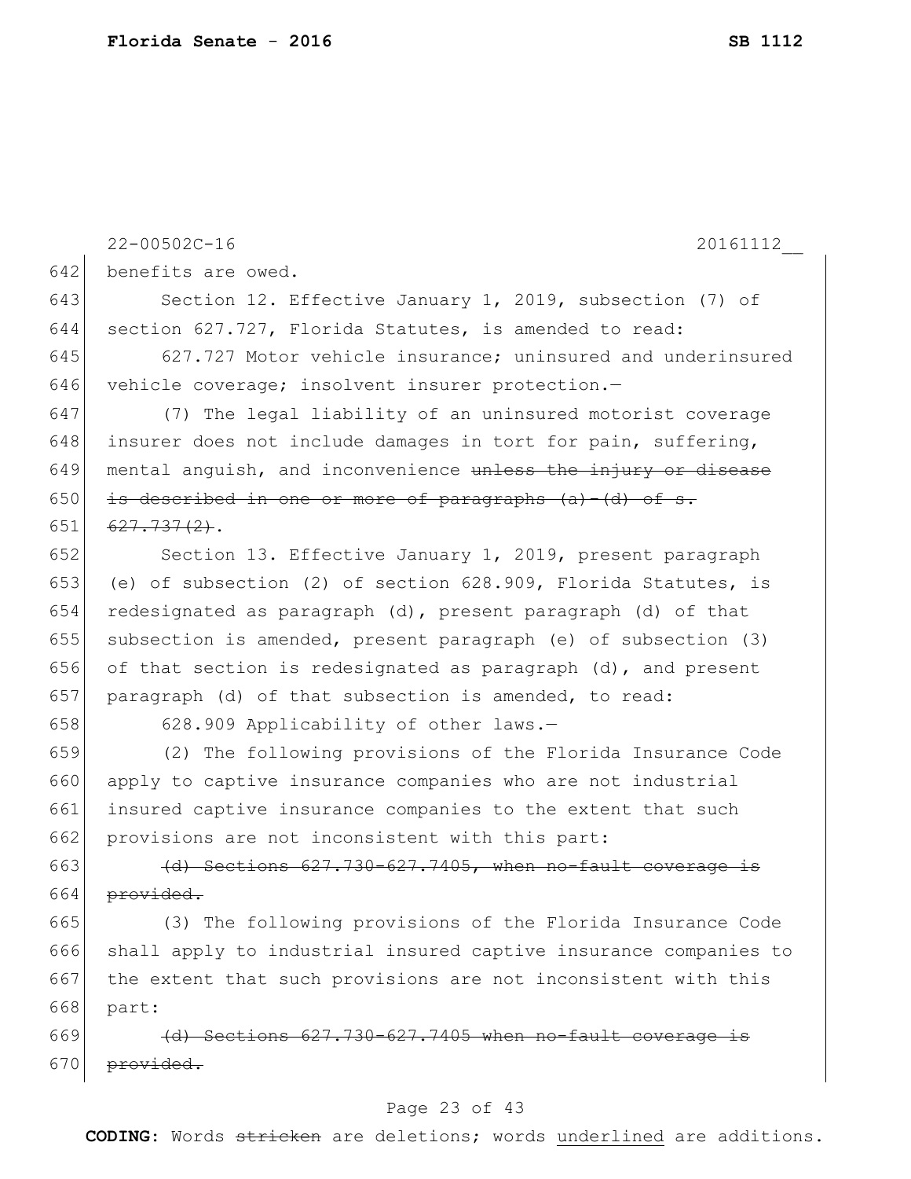22-00502C-16 20161112__

642 benefits are owed.

643 Section 12. Effective January 1, 2019, subsection (7) of
644 section 627.727, Florida Statutes, is amended to read:

645 627.727 Motor vehicle insurance; uninsured and underinsured
646 vehicle coverage; insolvent insurer protection.—

647 (7) The legal liability of an uninsured motorist coverage
648 insurer does not include damages in tort for pain, suffering,
649 mental anguish, and inconvenience ~~unless the injury or disease~~
650 ~~is described in one or more of paragraphs (a)-(d) of s.~~
651 ~~627.737(2)~~.

652 Section 13. Effective January 1, 2019, present paragraph
653 (e) of subsection (2) of section 628.909, Florida Statutes, is
654 redesignated as paragraph (d), present paragraph (d) of that
655 subsection is amended, present paragraph (e) of subsection (3)
656 of that section is redesignated as paragraph (d), and present
657 paragraph (d) of that subsection is amended, to read:

658 628.909 Applicability of other laws.—

659 (2) The following provisions of the Florida Insurance Code
660 apply to captive insurance companies who are not industrial
661 insured captive insurance companies to the extent that such
662 provisions are not inconsistent with this part:

663 ~~(d) Sections 627.730-627.7405, when no-fault coverage is~~
664 ~~provided.~~

665 (3) The following provisions of the Florida Insurance Code
666 shall apply to industrial insured captive insurance companies to
667 the extent that such provisions are not inconsistent with this
668 part:

669 ~~(d) Sections 627.730-627.7405 when no-fault coverage is~~
670 ~~provided.~~

**CODING:** Words ~~stricken~~ are deletions; words underlined are additions.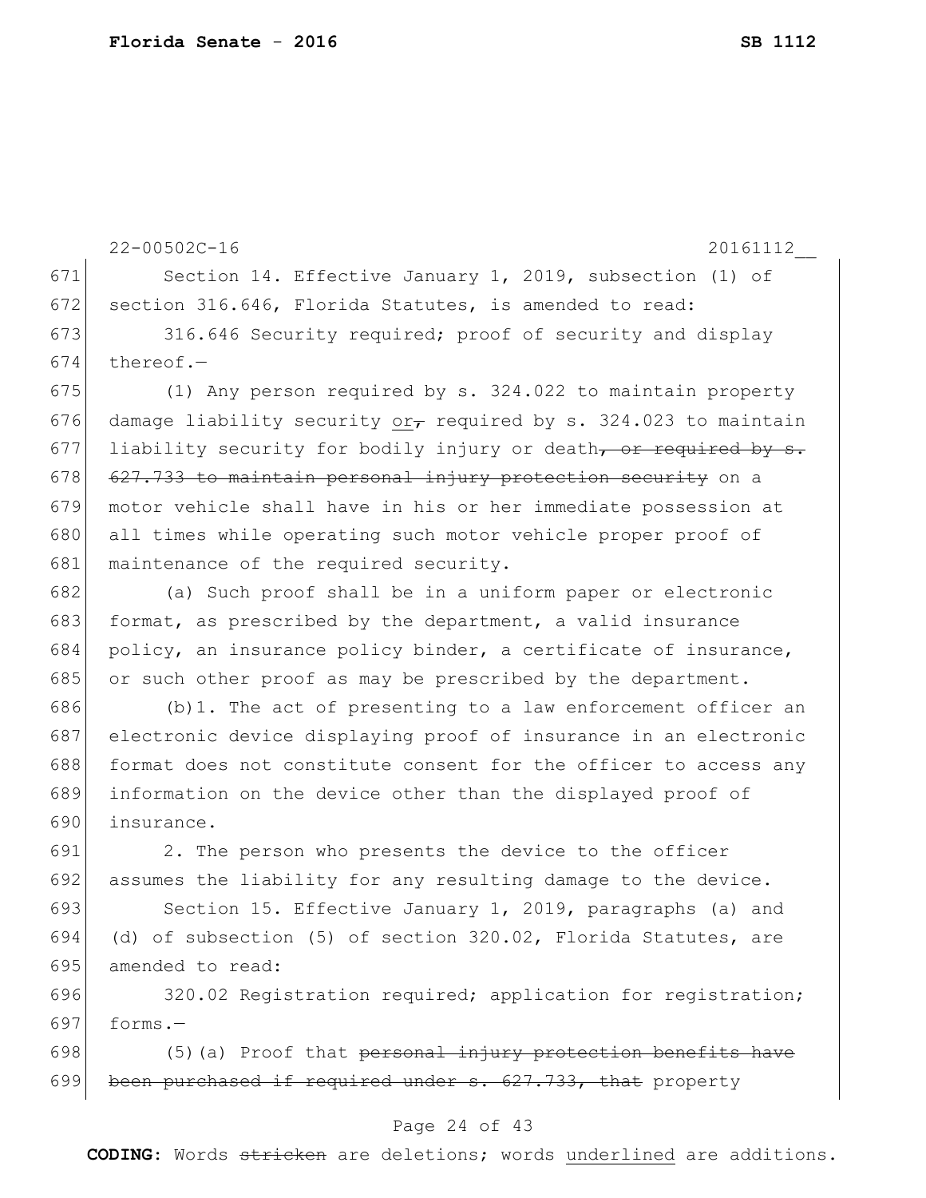22-00502C-16 20161112__

671 Section 14. Effective January 1, 2019, subsection (1) of
672 section 316.646, Florida Statutes, is amended to read:

673 316.646 Security required; proof of security and display
674 thereof.—

675 (1) Any person required by s. 324.022 to maintain property
676 damage liability security <u>or</u>~~,~~ required by s. 324.023 to maintain
677 liability security for bodily injury or death~~, or required by s.~~
678 ~~627.733 to maintain personal injury protection security~~ on a
679 motor vehicle shall have in his or her immediate possession at
680 all times while operating such motor vehicle proper proof of
681 maintenance of the required security.

682 (a) Such proof shall be in a uniform paper or electronic
683 format, as prescribed by the department, a valid insurance
684 policy, an insurance policy binder, a certificate of insurance,
685 or such other proof as may be prescribed by the department.

686 (b)1. The act of presenting to a law enforcement officer an
687 electronic device displaying proof of insurance in an electronic
688 format does not constitute consent for the officer to access any
689 information on the device other than the displayed proof of
690 insurance.

691 2. The person who presents the device to the officer
692 assumes the liability for any resulting damage to the device.

693 Section 15. Effective January 1, 2019, paragraphs (a) and
694 (d) of subsection (5) of section 320.02, Florida Statutes, are
695 amended to read:

696 320.02 Registration required; application for registration;
697 forms.—

698 (5)(a) Proof that ~~personal injury protection benefits have~~
699 ~~been purchased if required under s. 627.733, that~~ property

**CODING:** Words ~~stricken~~ are deletions; words <u>underlined</u> are additions.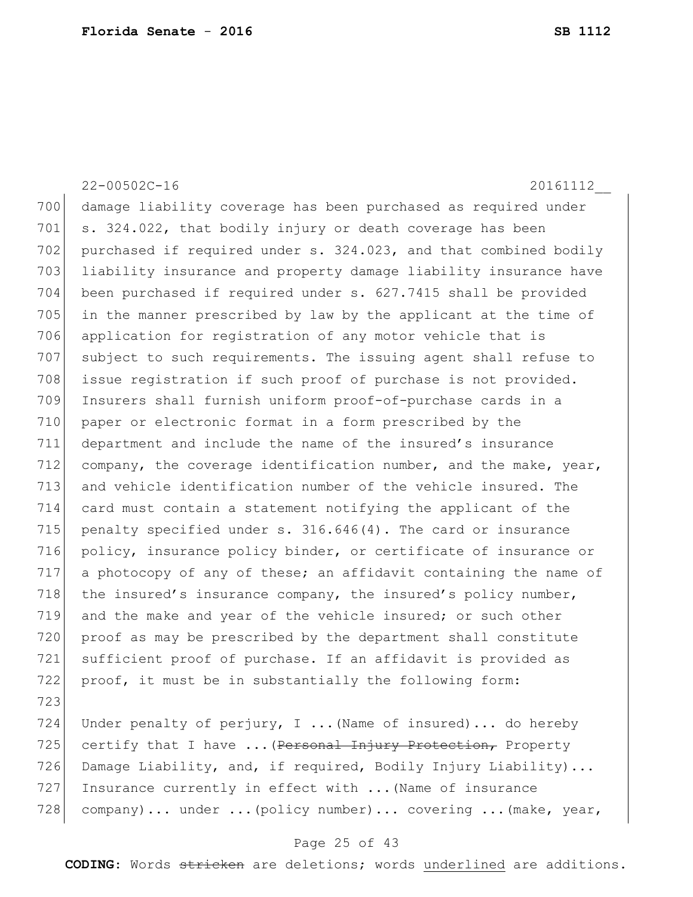damage liability coverage has been purchased as required under s. 324.022, that bodily injury or death coverage has been purchased if required under s. 324.023, and that combined bodily liability insurance and property damage liability insurance have been purchased if required under s. 627.7415 shall be provided in the manner prescribed by law by the applicant at the time of application for registration of any motor vehicle that is subject to such requirements. The issuing agent shall refuse to issue registration if such proof of purchase is not provided. Insurers shall furnish uniform proof-of-purchase cards in a paper or electronic format in a form prescribed by the department and include the name of the insured's insurance company, the coverage identification number, and the make, year, and vehicle identification number of the vehicle insured. The card must contain a statement notifying the applicant of the penalty specified under s. 316.646(4). The card or insurance policy, insurance policy binder, or certificate of insurance or a photocopy of any of these; an affidavit containing the name of the insured's insurance company, the insured's policy number, and the make and year of the vehicle insured; or such other proof as may be prescribed by the department shall constitute sufficient proof of purchase. If an affidavit is provided as proof, it must be in substantially the following form:

Under penalty of perjury, I ...(Name of insured)... do hereby certify that I have ...(~~Personal Injury Protection,~~ Property Damage Liability, and, if required, Bodily Injury Liability)... Insurance currently in effect with ...(Name of insurance company)... under ...(policy number)... covering ...(make, year,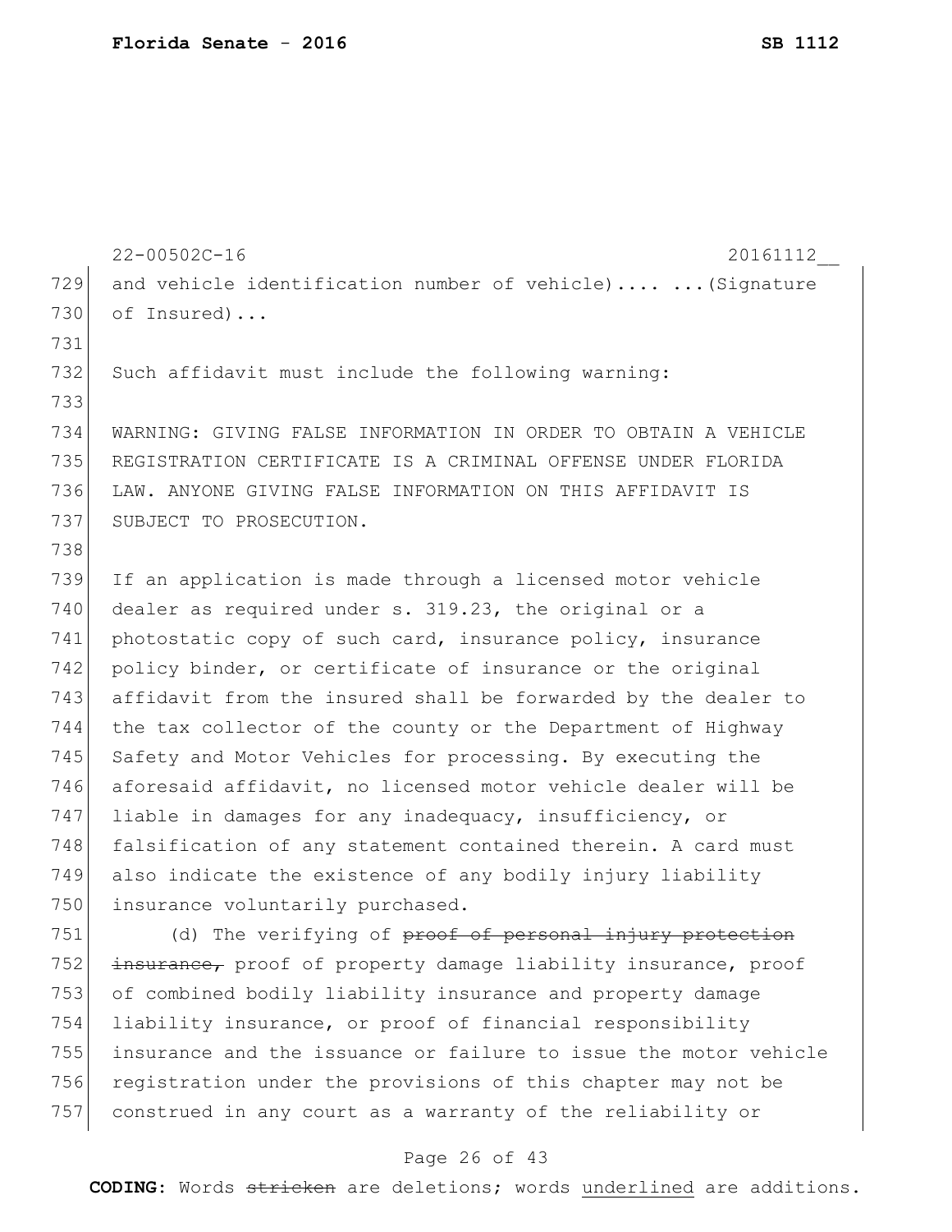and vehicle identification number of vehicle).... ...(Signature of Insured)...

Such affidavit must include the following warning:

WARNING: GIVING FALSE INFORMATION IN ORDER TO OBTAIN A VEHICLE REGISTRATION CERTIFICATE IS A CRIMINAL OFFENSE UNDER FLORIDA LAW. ANYONE GIVING FALSE INFORMATION ON THIS AFFIDAVIT IS SUBJECT TO PROSECUTION.

If an application is made through a licensed motor vehicle dealer as required under s. 319.23, the original or a photostatic copy of such card, insurance policy, insurance policy binder, or certificate of insurance or the original affidavit from the insured shall be forwarded by the dealer to the tax collector of the county or the Department of Highway Safety and Motor Vehicles for processing. By executing the aforesaid affidavit, no licensed motor vehicle dealer will be liable in damages for any inadequacy, insufficiency, or falsification of any statement contained therein. A card must also indicate the existence of any bodily injury liability insurance voluntarily purchased.

(d) The verifying of ~~proof of personal injury protection insurance,~~ proof of property damage liability insurance, proof of combined bodily liability insurance and property damage liability insurance, or proof of financial responsibility insurance and the issuance or failure to issue the motor vehicle registration under the provisions of this chapter may not be construed in any court as a warranty of the reliability or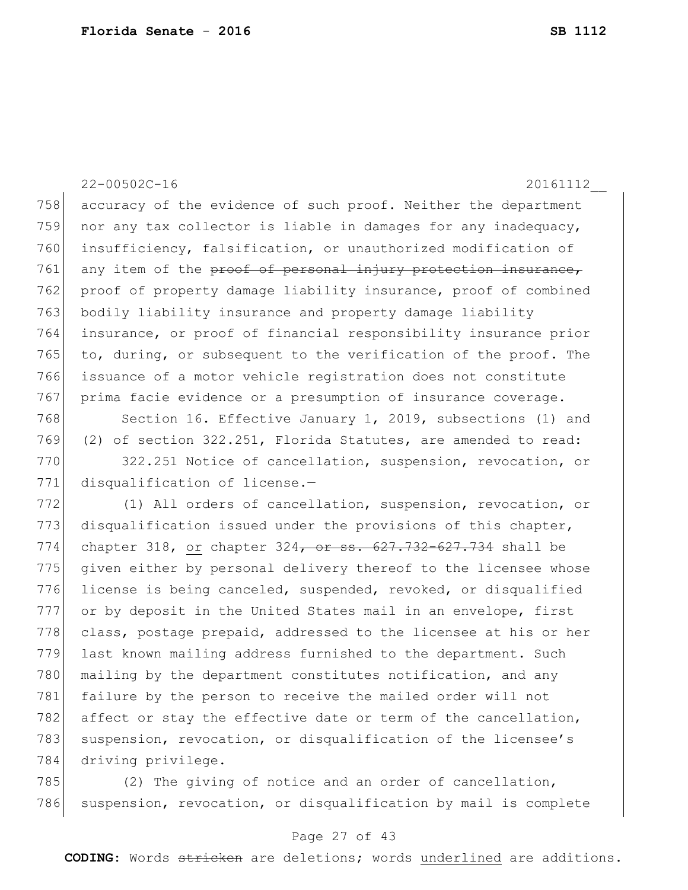accuracy of the evidence of such proof. Neither the department nor any tax collector is liable in damages for any inadequacy, insufficiency, falsification, or unauthorized modification of any item of the ~~proof of personal injury protection insurance,~~ proof of property damage liability insurance, proof of combined bodily liability insurance and property damage liability insurance, or proof of financial responsibility insurance prior to, during, or subsequent to the verification of the proof. The issuance of a motor vehicle registration does not constitute prima facie evidence or a presumption of insurance coverage.

Section 16. Effective January 1, 2019, subsections (1) and (2) of section 322.251, Florida Statutes, are amended to read:

322.251 Notice of cancellation, suspension, revocation, or disqualification of license.—

(1) All orders of cancellation, suspension, revocation, or disqualification issued under the provisions of this chapter, chapter 318, <u>or</u> chapter 324~~, or ss. 627.732-627.734~~ shall be given either by personal delivery thereof to the licensee whose license is being canceled, suspended, revoked, or disqualified or by deposit in the United States mail in an envelope, first class, postage prepaid, addressed to the licensee at his or her last known mailing address furnished to the department. Such mailing by the department constitutes notification, and any failure by the person to receive the mailed order will not affect or stay the effective date or term of the cancellation, suspension, revocation, or disqualification of the licensee's driving privilege.

(2) The giving of notice and an order of cancellation, suspension, revocation, or disqualification by mail is complete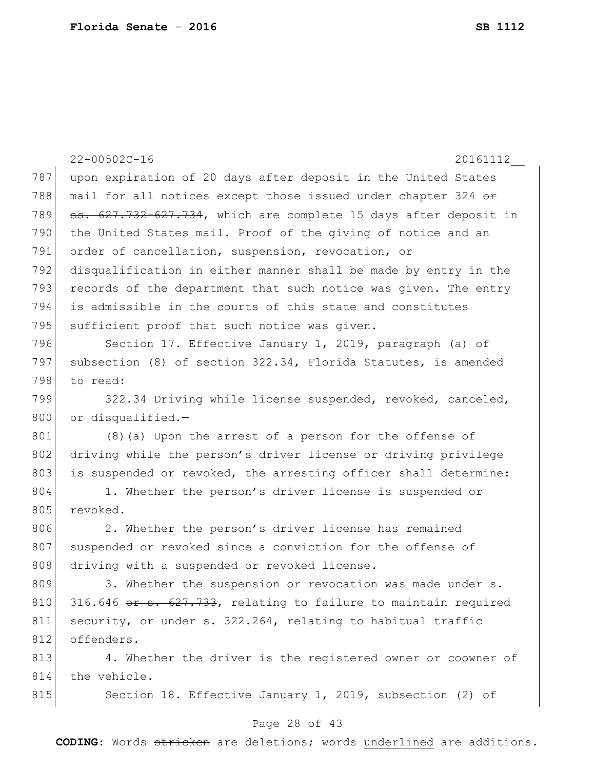upon expiration of 20 days after deposit in the United States mail for all notices except those issued under chapter 324 ~~or ss. 627.732-627.734~~, which are complete 15 days after deposit in the United States mail. Proof of the giving of notice and an order of cancellation, suspension, revocation, or disqualification in either manner shall be made by entry in the records of the department that such notice was given. The entry is admissible in the courts of this state and constitutes sufficient proof that such notice was given.

Section 17. Effective January 1, 2019, paragraph (a) of subsection (8) of section 322.34, Florida Statutes, is amended to read:

322.34 Driving while license suspended, revoked, canceled, or disqualified.—

(8)(a) Upon the arrest of a person for the offense of driving while the person's driver license or driving privilege is suspended or revoked, the arresting officer shall determine:

1. Whether the person's driver license is suspended or revoked.

2. Whether the person's driver license has remained suspended or revoked since a conviction for the offense of driving with a suspended or revoked license.

3. Whether the suspension or revocation was made under s. 316.646 ~~or s. 627.733~~, relating to failure to maintain required security, or under s. 322.264, relating to habitual traffic offenders.

4. Whether the driver is the registered owner or coowner of the vehicle.

Section 18. Effective January 1, 2019, subsection (2) of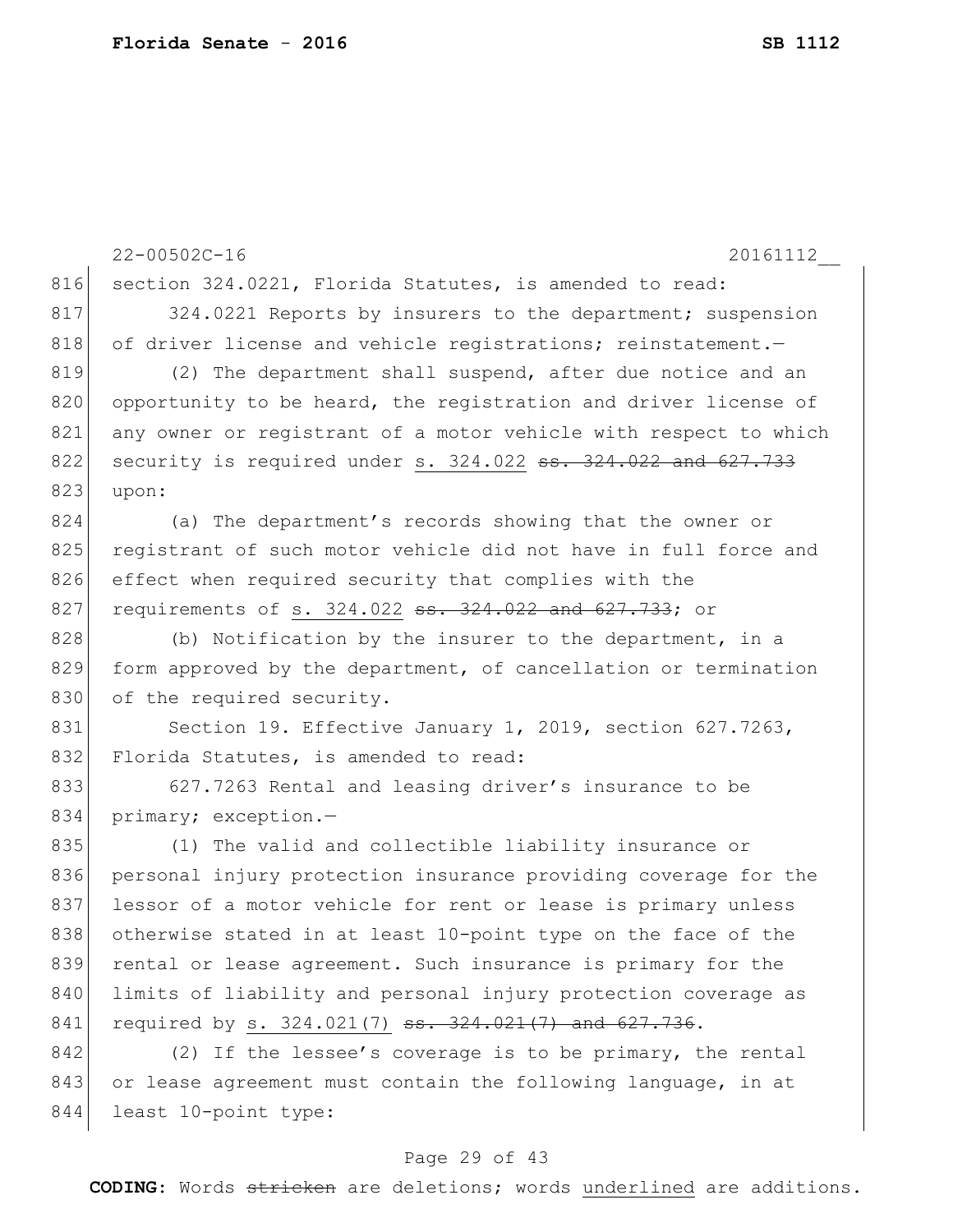section 324.0221, Florida Statutes, is amended to read:

324.0221 Reports by insurers to the department; suspension of driver license and vehicle registrations; reinstatement.—

(2) The department shall suspend, after due notice and an opportunity to be heard, the registration and driver license of any owner or registrant of a motor vehicle with respect to which security is required under <u>s. 324.022</u> ~~ss. 324.022 and 627.733~~ upon:

(a) The department's records showing that the owner or registrant of such motor vehicle did not have in full force and effect when required security that complies with the requirements of <u>s. 324.022</u> ~~ss. 324.022 and 627.733~~; or

(b) Notification by the insurer to the department, in a form approved by the department, of cancellation or termination of the required security.

Section 19. Effective January 1, 2019, section 627.7263, Florida Statutes, is amended to read:

627.7263 Rental and leasing driver's insurance to be primary; exception.—

(1) The valid and collectible liability insurance or personal injury protection insurance providing coverage for the lessor of a motor vehicle for rent or lease is primary unless otherwise stated in at least 10-point type on the face of the rental or lease agreement. Such insurance is primary for the limits of liability and personal injury protection coverage as required by <u>s. 324.021(7)</u> ~~ss. 324.021(7) and 627.736~~.

(2) If the lessee's coverage is to be primary, the rental or lease agreement must contain the following language, in at least 10-point type: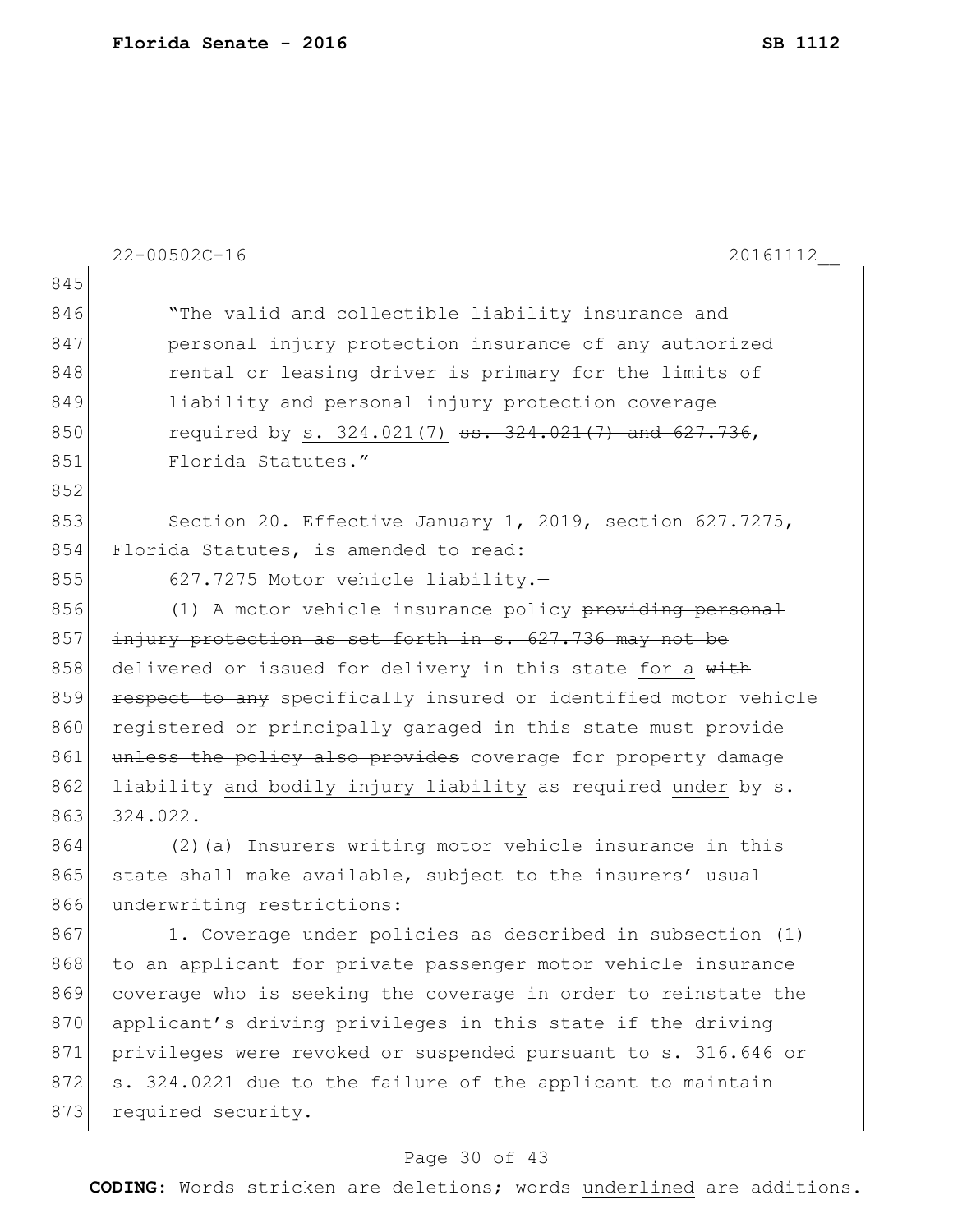"The valid and collectible liability insurance and personal injury protection insurance of any authorized rental or leasing driver is primary for the limits of liability and personal injury protection coverage required by <u>s. 324.021(7)</u> ~~ss. 324.021(7) and 627.736~~, Florida Statutes."

Section 20. Effective January 1, 2019, section 627.7275, Florida Statutes, is amended to read:

627.7275 Motor vehicle liability.—

(1) A motor vehicle insurance policy ~~providing personal injury protection as set forth in s. 627.736 may not be~~ delivered or issued for delivery in this state <u>for a</u> ~~with respect to any~~ specifically insured or identified motor vehicle registered or principally garaged in this state <u>must provide</u> ~~unless the policy also provides~~ coverage for property damage liability <u>and bodily injury liability</u> as required <u>under</u> ~~by~~ s. 324.022.

(2)(a) Insurers writing motor vehicle insurance in this state shall make available, subject to the insurers' usual underwriting restrictions:

1. Coverage under policies as described in subsection (1) to an applicant for private passenger motor vehicle insurance coverage who is seeking the coverage in order to reinstate the applicant's driving privileges in this state if the driving privileges were revoked or suspended pursuant to s. 316.646 or s. 324.0221 due to the failure of the applicant to maintain required security.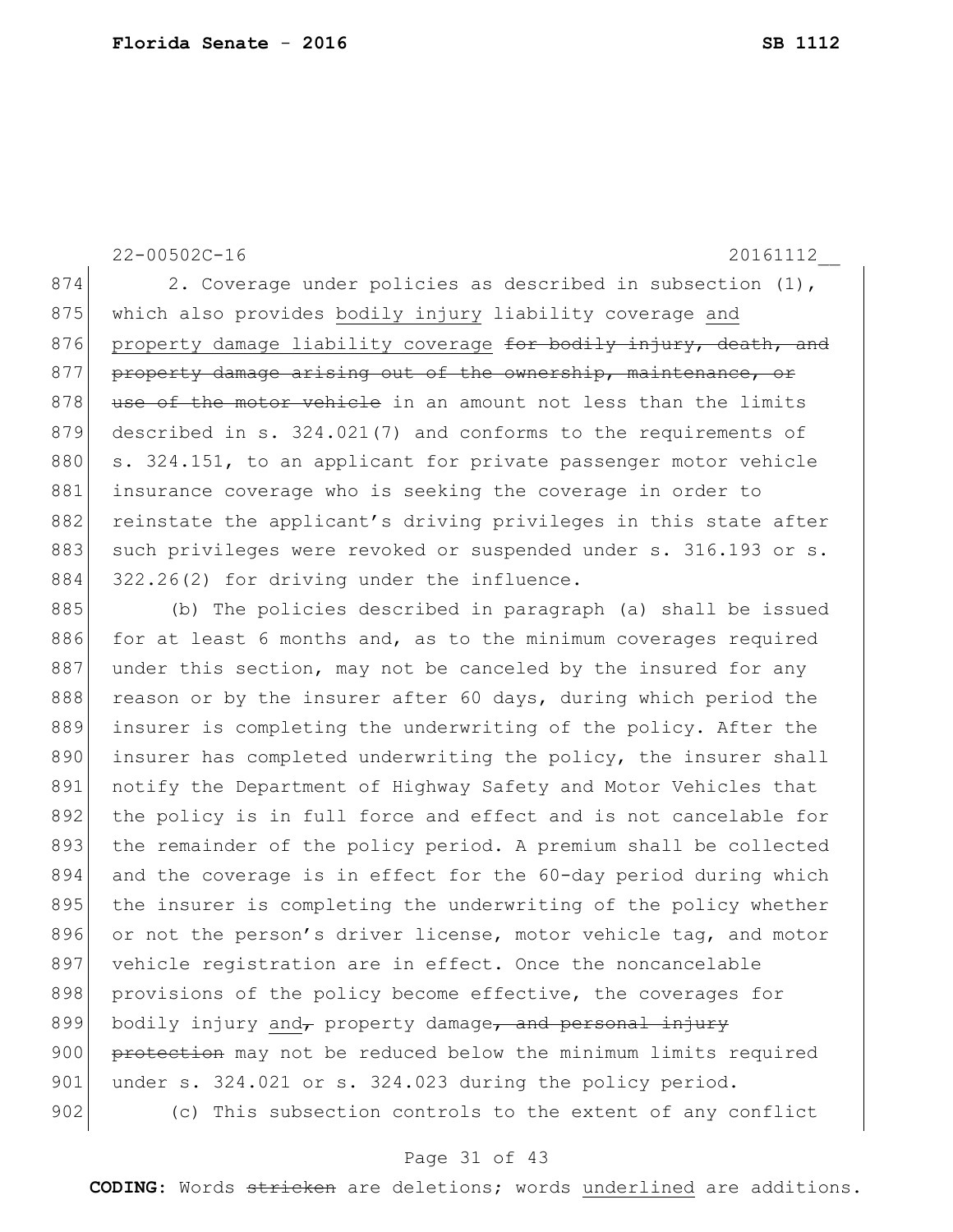2. Coverage under policies as described in subsection (1), which also provides <u>bodily injury</u> liability coverage <u>and property damage liability coverage</u> ~~for bodily injury, death, and property damage arising out of the ownership, maintenance, or use of the motor vehicle~~ in an amount not less than the limits described in s. 324.021(7) and conforms to the requirements of s. 324.151, to an applicant for private passenger motor vehicle insurance coverage who is seeking the coverage in order to reinstate the applicant's driving privileges in this state after such privileges were revoked or suspended under s. 316.193 or s. 322.26(2) for driving under the influence.

(b) The policies described in paragraph (a) shall be issued for at least 6 months and, as to the minimum coverages required under this section, may not be canceled by the insured for any reason or by the insurer after 60 days, during which period the insurer is completing the underwriting of the policy. After the insurer has completed underwriting the policy, the insurer shall notify the Department of Highway Safety and Motor Vehicles that the policy is in full force and effect and is not cancelable for the remainder of the policy period. A premium shall be collected and the coverage is in effect for the 60-day period during which the insurer is completing the underwriting of the policy whether or not the person's driver license, motor vehicle tag, and motor vehicle registration are in effect. Once the noncancelable provisions of the policy become effective, the coverages for bodily injury <u>and</u>~~,~~ property damage~~, and personal injury protection~~ may not be reduced below the minimum limits required under s. 324.021 or s. 324.023 during the policy period.

(c) This subsection controls to the extent of any conflict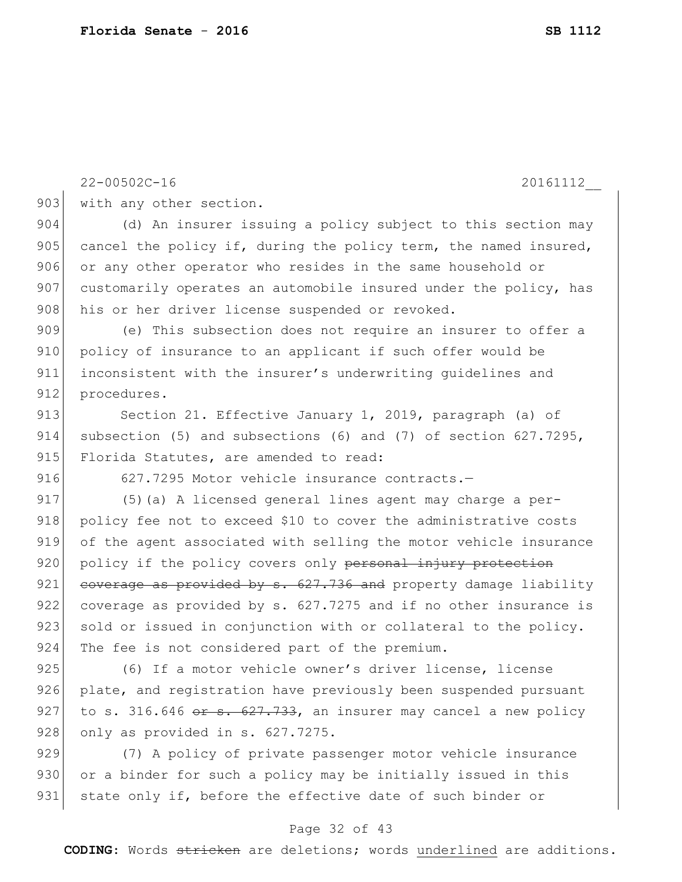22-00502C-16 20161112__

903 with any other section.

904 (d) An insurer issuing a policy subject to this section may
905 cancel the policy if, during the policy term, the named insured,
906 or any other operator who resides in the same household or
907 customarily operates an automobile insured under the policy, has
908 his or her driver license suspended or revoked.

909 (e) This subsection does not require an insurer to offer a
910 policy of insurance to an applicant if such offer would be
911 inconsistent with the insurer's underwriting guidelines and
912 procedures.

913 Section 21. Effective January 1, 2019, paragraph (a) of
914 subsection (5) and subsections (6) and (7) of section 627.7295,
915 Florida Statutes, are amended to read:

916 627.7295 Motor vehicle insurance contracts.—

917 (5)(a) A licensed general lines agent may charge a per-
918 policy fee not to exceed $10 to cover the administrative costs
919 of the agent associated with selling the motor vehicle insurance
920 policy if the policy covers only ~~personal injury protection~~
921 ~~coverage as provided by s. 627.736 and~~ property damage liability
922 coverage as provided by s. 627.7275 and if no other insurance is
923 sold or issued in conjunction with or collateral to the policy.
924 The fee is not considered part of the premium.

925 (6) If a motor vehicle owner's driver license, license
926 plate, and registration have previously been suspended pursuant
927 to s. 316.646 ~~or s. 627.733~~, an insurer may cancel a new policy
928 only as provided in s. 627.7275.

929 (7) A policy of private passenger motor vehicle insurance
930 or a binder for such a policy may be initially issued in this
931 state only if, before the effective date of such binder or

**CODING:** Words ~~stricken~~ are deletions; words <u>underlined</u> are additions.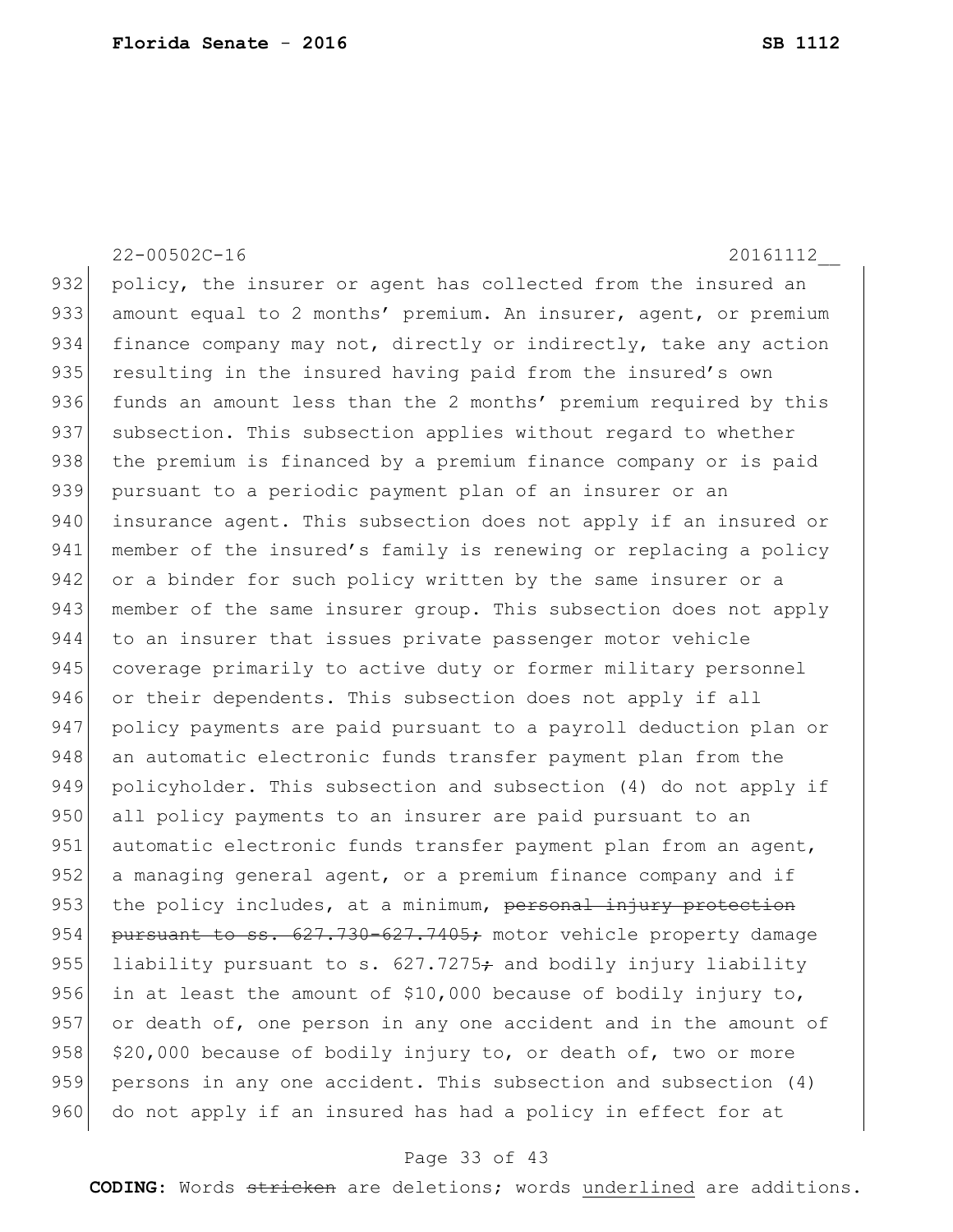policy, the insurer or agent has collected from the insured an amount equal to 2 months' premium. An insurer, agent, or premium finance company may not, directly or indirectly, take any action resulting in the insured having paid from the insured's own funds an amount less than the 2 months' premium required by this subsection. This subsection applies without regard to whether the premium is financed by a premium finance company or is paid pursuant to a periodic payment plan of an insurer or an insurance agent. This subsection does not apply if an insured or member of the insured's family is renewing or replacing a policy or a binder for such policy written by the same insurer or a member of the same insurer group. This subsection does not apply to an insurer that issues private passenger motor vehicle coverage primarily to active duty or former military personnel or their dependents. This subsection does not apply if all policy payments are paid pursuant to a payroll deduction plan or an automatic electronic funds transfer payment plan from the policyholder. This subsection and subsection (4) do not apply if all policy payments to an insurer are paid pursuant to an automatic electronic funds transfer payment plan from an agent, a managing general agent, or a premium finance company and if the policy includes, at a minimum, ~~personal injury protection pursuant to ss. 627.730-627.7405;~~ motor vehicle property damage liability pursuant to s. 627.7275~~;~~ and bodily injury liability in at least the amount of $10,000 because of bodily injury to, or death of, one person in any one accident and in the amount of $20,000 because of bodily injury to, or death of, two or more persons in any one accident. This subsection and subsection (4) do not apply if an insured has had a policy in effect for at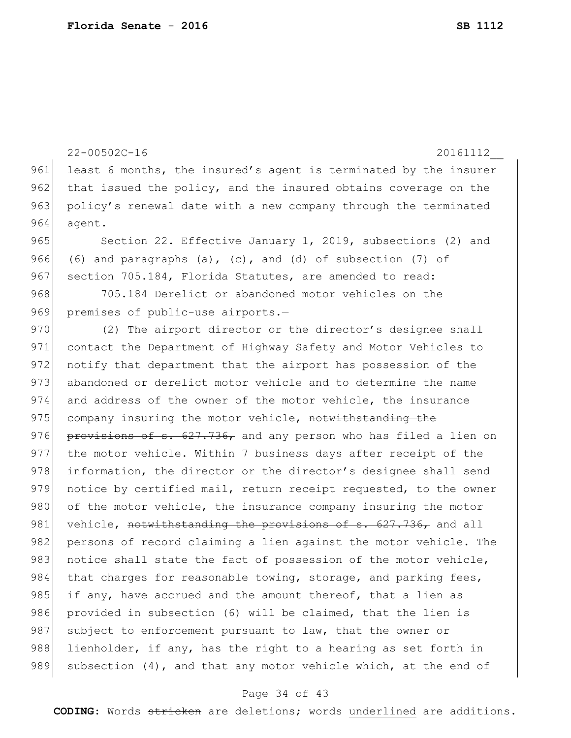22-00502C-16 20161112__

least 6 months, the insured's agent is terminated by the insurer that issued the policy, and the insured obtains coverage on the policy's renewal date with a new company through the terminated agent.

Section 22. Effective January 1, 2019, subsections (2) and (6) and paragraphs (a), (c), and (d) of subsection (7) of section 705.184, Florida Statutes, are amended to read:

705.184 Derelict or abandoned motor vehicles on the premises of public-use airports.—

(2) The airport director or the director's designee shall contact the Department of Highway Safety and Motor Vehicles to notify that department that the airport has possession of the abandoned or derelict motor vehicle and to determine the name and address of the owner of the motor vehicle, the insurance company insuring the motor vehicle, ~~notwithstanding the provisions of s. 627.736,~~ and any person who has filed a lien on the motor vehicle. Within 7 business days after receipt of the information, the director or the director's designee shall send notice by certified mail, return receipt requested, to the owner of the motor vehicle, the insurance company insuring the motor vehicle, ~~notwithstanding the provisions of s. 627.736,~~ and all persons of record claiming a lien against the motor vehicle. The notice shall state the fact of possession of the motor vehicle, that charges for reasonable towing, storage, and parking fees, if any, have accrued and the amount thereof, that a lien as provided in subsection (6) will be claimed, that the lien is subject to enforcement pursuant to law, that the owner or lienholder, if any, has the right to a hearing as set forth in subsection (4), and that any motor vehicle which, at the end of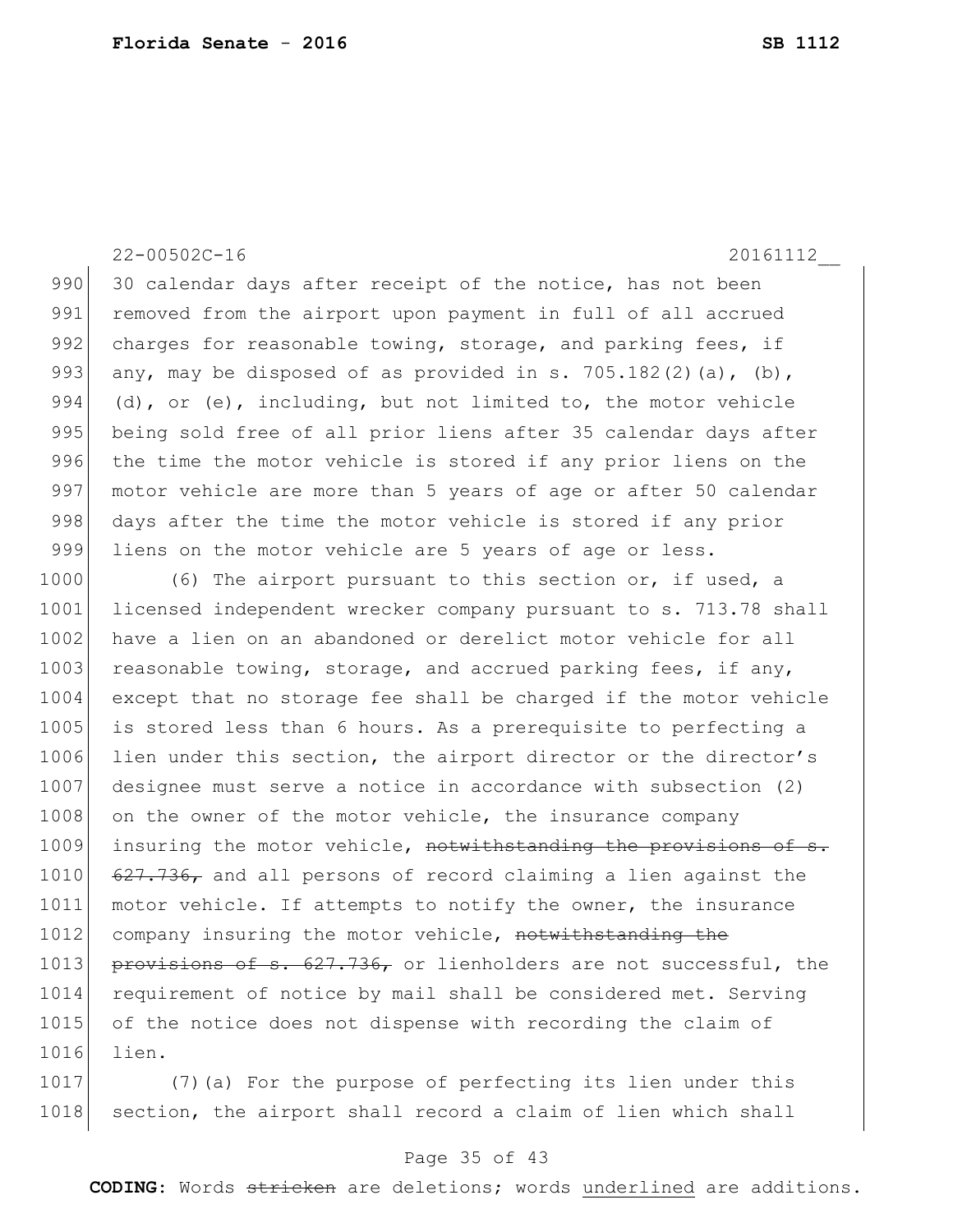22-00502C-16 20161112__

990 30 calendar days after receipt of the notice, has not been
991 removed from the airport upon payment in full of all accrued
992 charges for reasonable towing, storage, and parking fees, if
993 any, may be disposed of as provided in s. 705.182(2)(a), (b),
994 (d), or (e), including, but not limited to, the motor vehicle
995 being sold free of all prior liens after 35 calendar days after
996 the time the motor vehicle is stored if any prior liens on the
997 motor vehicle are more than 5 years of age or after 50 calendar
998 days after the time the motor vehicle is stored if any prior
999 liens on the motor vehicle are 5 years of age or less.

1000 (6) The airport pursuant to this section or, if used, a
1001 licensed independent wrecker company pursuant to s. 713.78 shall
1002 have a lien on an abandoned or derelict motor vehicle for all
1003 reasonable towing, storage, and accrued parking fees, if any,
1004 except that no storage fee shall be charged if the motor vehicle
1005 is stored less than 6 hours. As a prerequisite to perfecting a
1006 lien under this section, the airport director or the director's
1007 designee must serve a notice in accordance with subsection (2)
1008 on the owner of the motor vehicle, the insurance company
1009 insuring the motor vehicle, ~~notwithstanding the provisions of s.~~
1010 ~~627.736,~~ and all persons of record claiming a lien against the
1011 motor vehicle. If attempts to notify the owner, the insurance
1012 company insuring the motor vehicle, ~~notwithstanding the~~
1013 ~~provisions of s. 627.736,~~ or lienholders are not successful, the
1014 requirement of notice by mail shall be considered met. Serving
1015 of the notice does not dispense with recording the claim of
1016 lien.

1017 (7)(a) For the purpose of perfecting its lien under this
1018 section, the airport shall record a claim of lien which shall

**CODING:** Words ~~stricken~~ are deletions; words <u>underlined</u> are additions.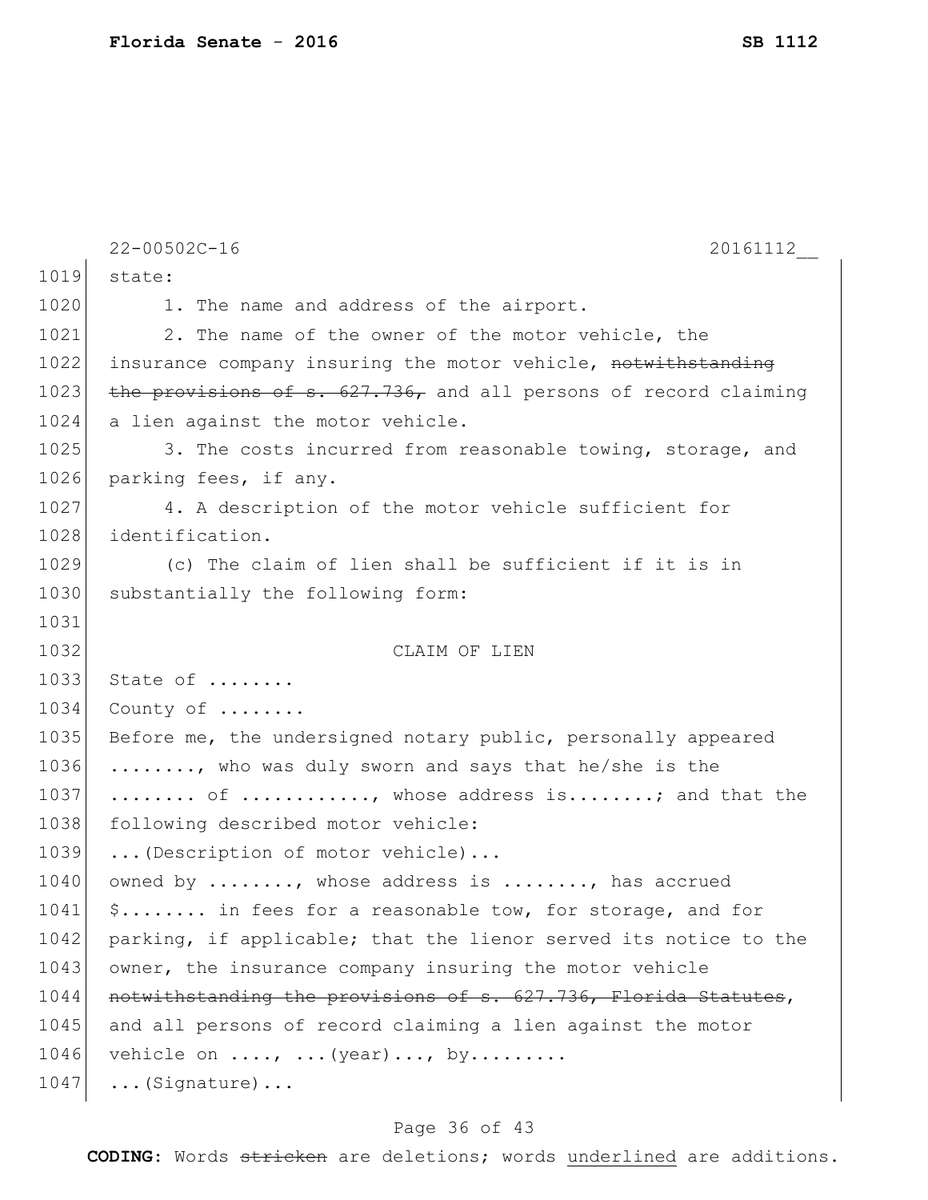22-00502C-16 20161112__

state:

1. The name and address of the airport.

2. The name of the owner of the motor vehicle, the insurance company insuring the motor vehicle, ~~notwithstanding the provisions of s. 627.736,~~ and all persons of record claiming a lien against the motor vehicle.

3. The costs incurred from reasonable towing, storage, and parking fees, if any.

4. A description of the motor vehicle sufficient for identification.

(c) The claim of lien shall be sufficient if it is in substantially the following form:

CLAIM OF LIEN

State of ........

County of ........

Before me, the undersigned notary public, personally appeared ........, who was duly sworn and says that he/she is the ........ of ..........., whose address is........; and that the following described motor vehicle:

...(Description of motor vehicle)...

owned by ........, whose address is ........, has accrued $........ in fees for a reasonable tow, for storage, and for parking, if applicable; that the lienor served its notice to the owner, the insurance company insuring the motor vehicle ~~notwithstanding the provisions of s. 627.736, Florida Statutes~~, and all persons of record claiming a lien against the motor vehicle on ...., ...(year)..., by.........

...(Signature)...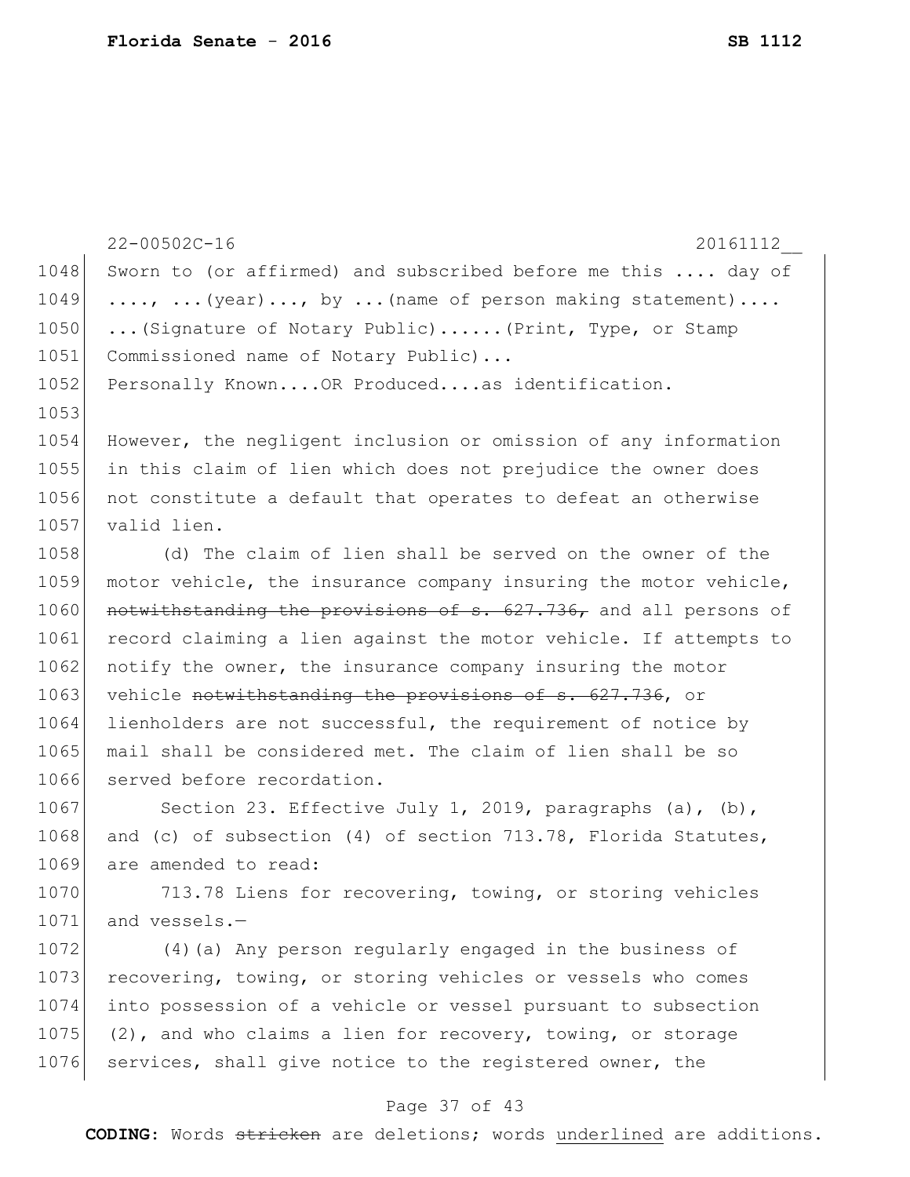Sworn to (or affirmed) and subscribed before me this .... day of ...., ...(year)..., by ...(name of person making statement)....
...(Signature of Notary Public)......(Print, Type, or Stamp Commissioned name of Notary Public)...
Personally Known....OR Produced....as identification.

However, the negligent inclusion or omission of any information in this claim of lien which does not prejudice the owner does not constitute a default that operates to defeat an otherwise valid lien.

(d) The claim of lien shall be served on the owner of the motor vehicle, the insurance company insuring the motor vehicle, ~~notwithstanding the provisions of s. 627.736,~~ and all persons of record claiming a lien against the motor vehicle. If attempts to notify the owner, the insurance company insuring the motor vehicle ~~notwithstanding the provisions of s. 627.736~~, or lienholders are not successful, the requirement of notice by mail shall be considered met. The claim of lien shall be so served before recordation.

Section 23. Effective July 1, 2019, paragraphs (a), (b), and (c) of subsection (4) of section 713.78, Florida Statutes, are amended to read:

713.78 Liens for recovering, towing, or storing vehicles and vessels.—

(4)(a) Any person regularly engaged in the business of recovering, towing, or storing vehicles or vessels who comes into possession of a vehicle or vessel pursuant to subsection (2), and who claims a lien for recovery, towing, or storage services, shall give notice to the registered owner, the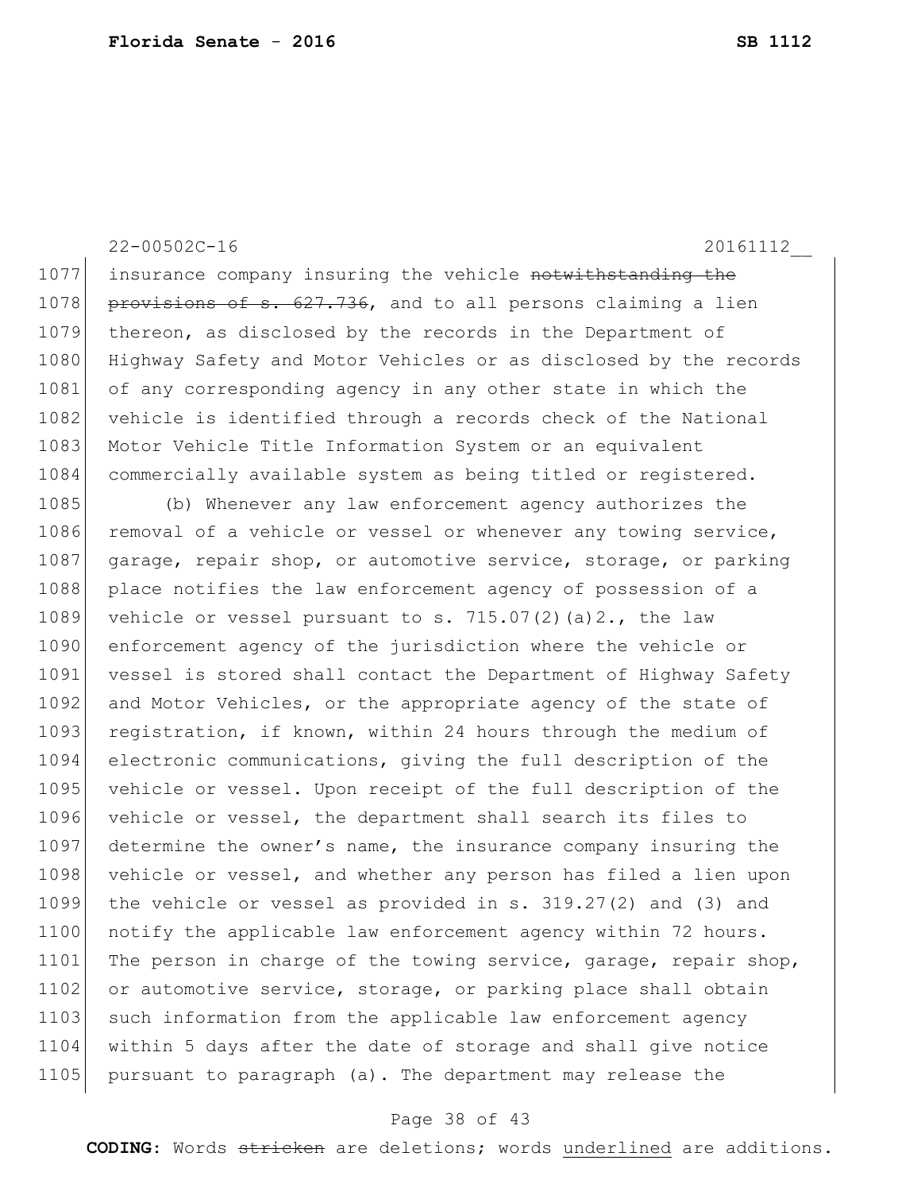insurance company insuring the vehicle ~~notwithstanding the provisions of s. 627.736~~, and to all persons claiming a lien thereon, as disclosed by the records in the Department of Highway Safety and Motor Vehicles or as disclosed by the records of any corresponding agency in any other state in which the vehicle is identified through a records check of the National Motor Vehicle Title Information System or an equivalent commercially available system as being titled or registered.

(b) Whenever any law enforcement agency authorizes the removal of a vehicle or vessel or whenever any towing service, garage, repair shop, or automotive service, storage, or parking place notifies the law enforcement agency of possession of a vehicle or vessel pursuant to s. 715.07(2)(a)2., the law enforcement agency of the jurisdiction where the vehicle or vessel is stored shall contact the Department of Highway Safety and Motor Vehicles, or the appropriate agency of the state of registration, if known, within 24 hours through the medium of electronic communications, giving the full description of the vehicle or vessel. Upon receipt of the full description of the vehicle or vessel, the department shall search its files to determine the owner's name, the insurance company insuring the vehicle or vessel, and whether any person has filed a lien upon the vehicle or vessel as provided in s. 319.27(2) and (3) and notify the applicable law enforcement agency within 72 hours. The person in charge of the towing service, garage, repair shop, or automotive service, storage, or parking place shall obtain such information from the applicable law enforcement agency within 5 days after the date of storage and shall give notice pursuant to paragraph (a). The department may release the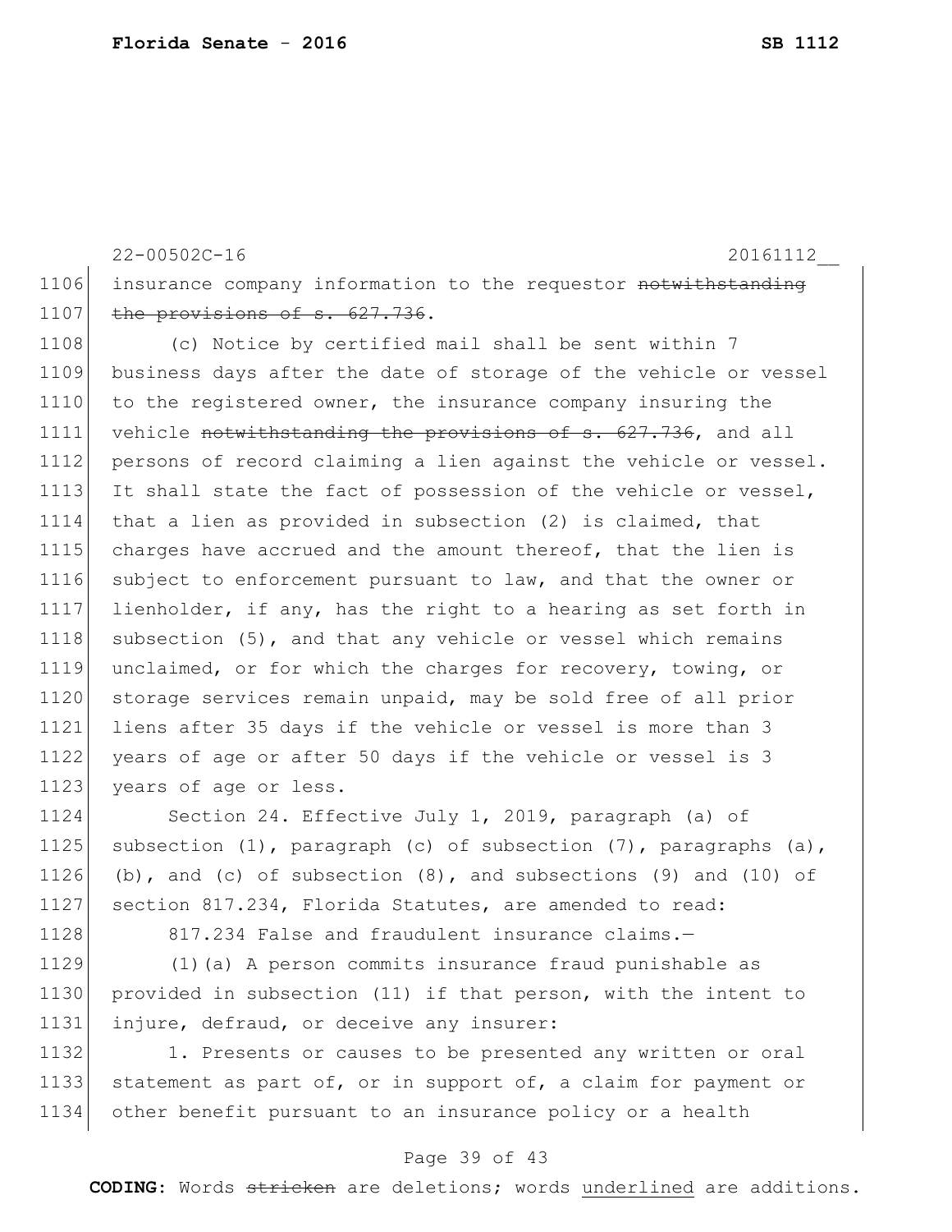22-00502C-16 20161112__

1106 insurance company information to the requestor ~~notwithstanding~~
1107 ~~the provisions of s. 627.736~~.

1108 (c) Notice by certified mail shall be sent within 7
1109 business days after the date of storage of the vehicle or vessel
1110 to the registered owner, the insurance company insuring the
1111 vehicle ~~notwithstanding the provisions of s. 627.736~~, and all
1112 persons of record claiming a lien against the vehicle or vessel.
1113 It shall state the fact of possession of the vehicle or vessel,
1114 that a lien as provided in subsection (2) is claimed, that
1115 charges have accrued and the amount thereof, that the lien is
1116 subject to enforcement pursuant to law, and that the owner or
1117 lienholder, if any, has the right to a hearing as set forth in
1118 subsection (5), and that any vehicle or vessel which remains
1119 unclaimed, or for which the charges for recovery, towing, or
1120 storage services remain unpaid, may be sold free of all prior
1121 liens after 35 days if the vehicle or vessel is more than 3
1122 years of age or after 50 days if the vehicle or vessel is 3
1123 years of age or less.

1124 Section 24. Effective July 1, 2019, paragraph (a) of
1125 subsection (1), paragraph (c) of subsection (7), paragraphs (a),
1126 (b), and (c) of subsection (8), and subsections (9) and (10) of
1127 section 817.234, Florida Statutes, are amended to read:

1128 817.234 False and fraudulent insurance claims.—

1129 (1)(a) A person commits insurance fraud punishable as
1130 provided in subsection (11) if that person, with the intent to
1131 injure, defraud, or deceive any insurer:

1132 1. Presents or causes to be presented any written or oral
1133 statement as part of, or in support of, a claim for payment or
1134 other benefit pursuant to an insurance policy or a health

**CODING:** Words ~~stricken~~ are deletions; words <u>underlined</u> are additions.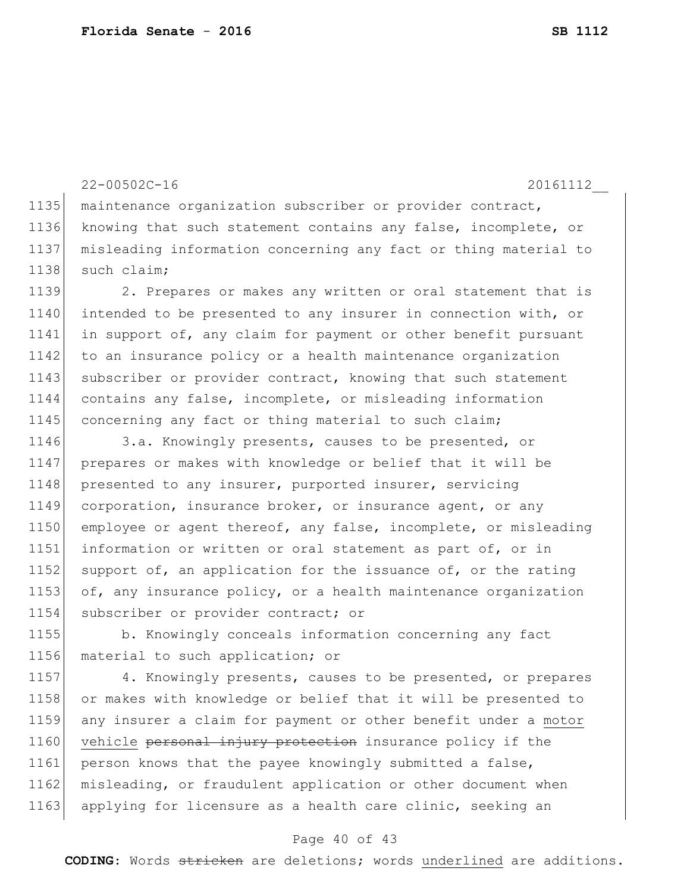maintenance organization subscriber or provider contract, knowing that such statement contains any false, incomplete, or misleading information concerning any fact or thing material to such claim;

2. Prepares or makes any written or oral statement that is intended to be presented to any insurer in connection with, or in support of, any claim for payment or other benefit pursuant to an insurance policy or a health maintenance organization subscriber or provider contract, knowing that such statement contains any false, incomplete, or misleading information concerning any fact or thing material to such claim;

3.a. Knowingly presents, causes to be presented, or prepares or makes with knowledge or belief that it will be presented to any insurer, purported insurer, servicing corporation, insurance broker, or insurance agent, or any employee or agent thereof, any false, incomplete, or misleading information or written or oral statement as part of, or in support of, an application for the issuance of, or the rating of, any insurance policy, or a health maintenance organization subscriber or provider contract; or

b. Knowingly conceals information concerning any fact material to such application; or

4. Knowingly presents, causes to be presented, or prepares or makes with knowledge or belief that it will be presented to any insurer a claim for payment or other benefit under a <u>motor vehicle</u> ~~personal injury protection~~ insurance policy if the person knows that the payee knowingly submitted a false, misleading, or fraudulent application or other document when applying for licensure as a health care clinic, seeking an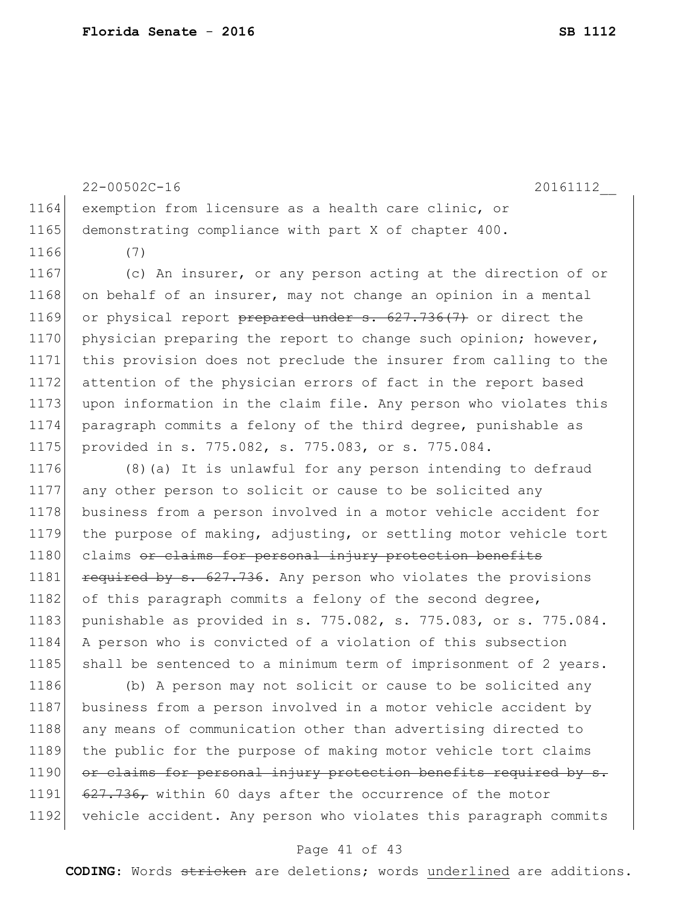22-00502C-16 20161112__

exemption from licensure as a health care clinic, or demonstrating compliance with part X of chapter 400.

(7)

(c) An insurer, or any person acting at the direction of or on behalf of an insurer, may not change an opinion in a mental or physical report ~~prepared under s. 627.736(7)~~ or direct the physician preparing the report to change such opinion; however, this provision does not preclude the insurer from calling to the attention of the physician errors of fact in the report based upon information in the claim file. Any person who violates this paragraph commits a felony of the third degree, punishable as provided in s. 775.082, s. 775.083, or s. 775.084.

(8)(a) It is unlawful for any person intending to defraud any other person to solicit or cause to be solicited any business from a person involved in a motor vehicle accident for the purpose of making, adjusting, or settling motor vehicle tort claims ~~or claims for personal injury protection benefits required by s. 627.736~~. Any person who violates the provisions of this paragraph commits a felony of the second degree, punishable as provided in s. 775.082, s. 775.083, or s. 775.084. A person who is convicted of a violation of this subsection shall be sentenced to a minimum term of imprisonment of 2 years.

(b) A person may not solicit or cause to be solicited any business from a person involved in a motor vehicle accident by any means of communication other than advertising directed to the public for the purpose of making motor vehicle tort claims ~~or claims for personal injury protection benefits required by s. 627.736,~~ within 60 days after the occurrence of the motor vehicle accident. Any person who violates this paragraph commits

**CODING:** Words ~~stricken~~ are deletions; words <u>underlined</u> are additions.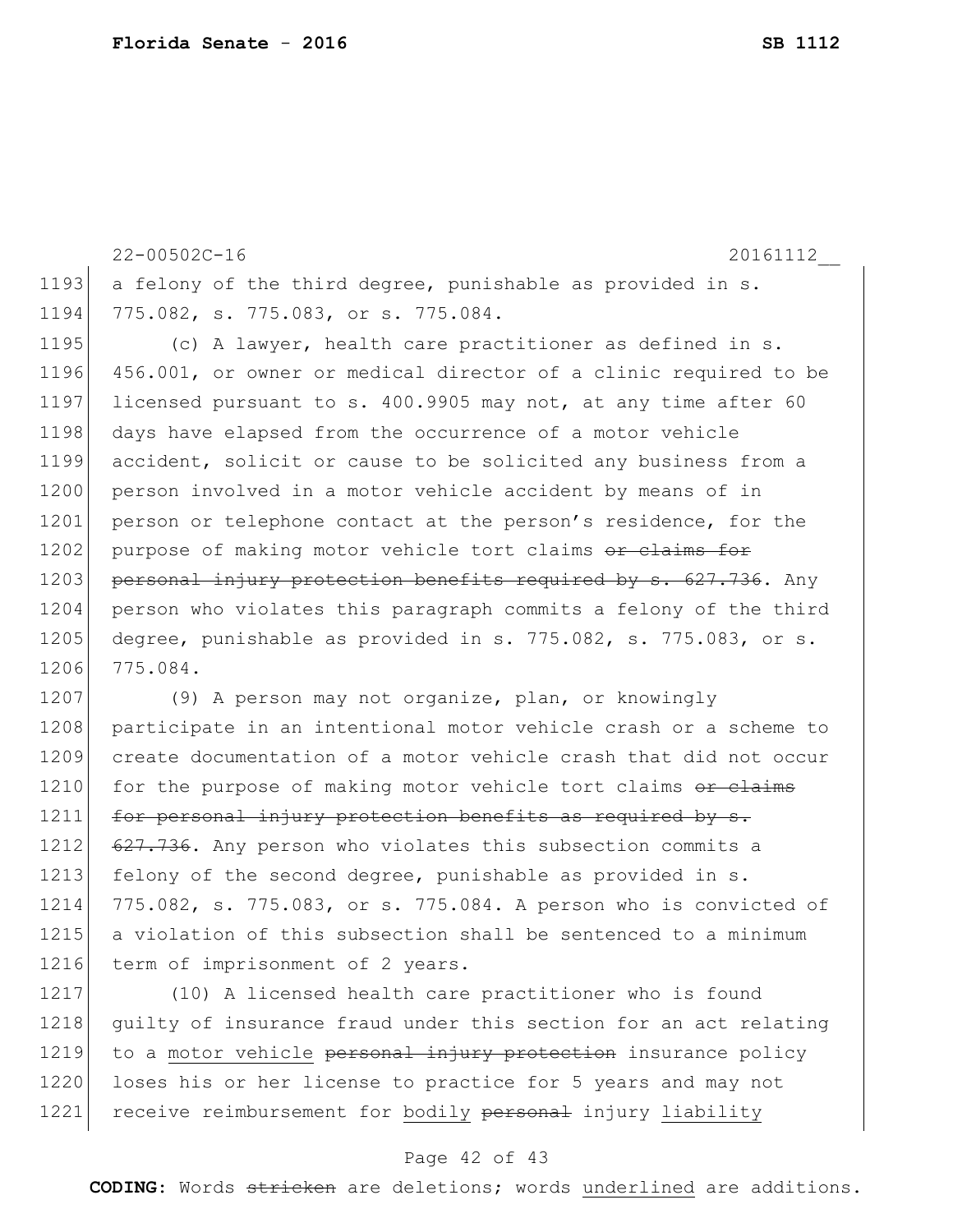a felony of the third degree, punishable as provided in s. 775.082, s. 775.083, or s. 775.084.

(c) A lawyer, health care practitioner as defined in s. 456.001, or owner or medical director of a clinic required to be licensed pursuant to s. 400.9905 may not, at any time after 60 days have elapsed from the occurrence of a motor vehicle accident, solicit or cause to be solicited any business from a person involved in a motor vehicle accident by means of in person or telephone contact at the person's residence, for the purpose of making motor vehicle tort claims ~~or claims for personal injury protection benefits required by s. 627.736~~. Any person who violates this paragraph commits a felony of the third degree, punishable as provided in s. 775.082, s. 775.083, or s. 775.084.

(9) A person may not organize, plan, or knowingly participate in an intentional motor vehicle crash or a scheme to create documentation of a motor vehicle crash that did not occur for the purpose of making motor vehicle tort claims ~~or claims for personal injury protection benefits as required by s. 627.736~~. Any person who violates this subsection commits a felony of the second degree, punishable as provided in s. 775.082, s. 775.083, or s. 775.084. A person who is convicted of a violation of this subsection shall be sentenced to a minimum term of imprisonment of 2 years.

(10) A licensed health care practitioner who is found guilty of insurance fraud under this section for an act relating to a <u>motor vehicle</u> ~~personal injury protection~~ insurance policy loses his or her license to practice for 5 years and may not receive reimbursement for <u>bodily</u> ~~personal~~ injury <u>liability</u>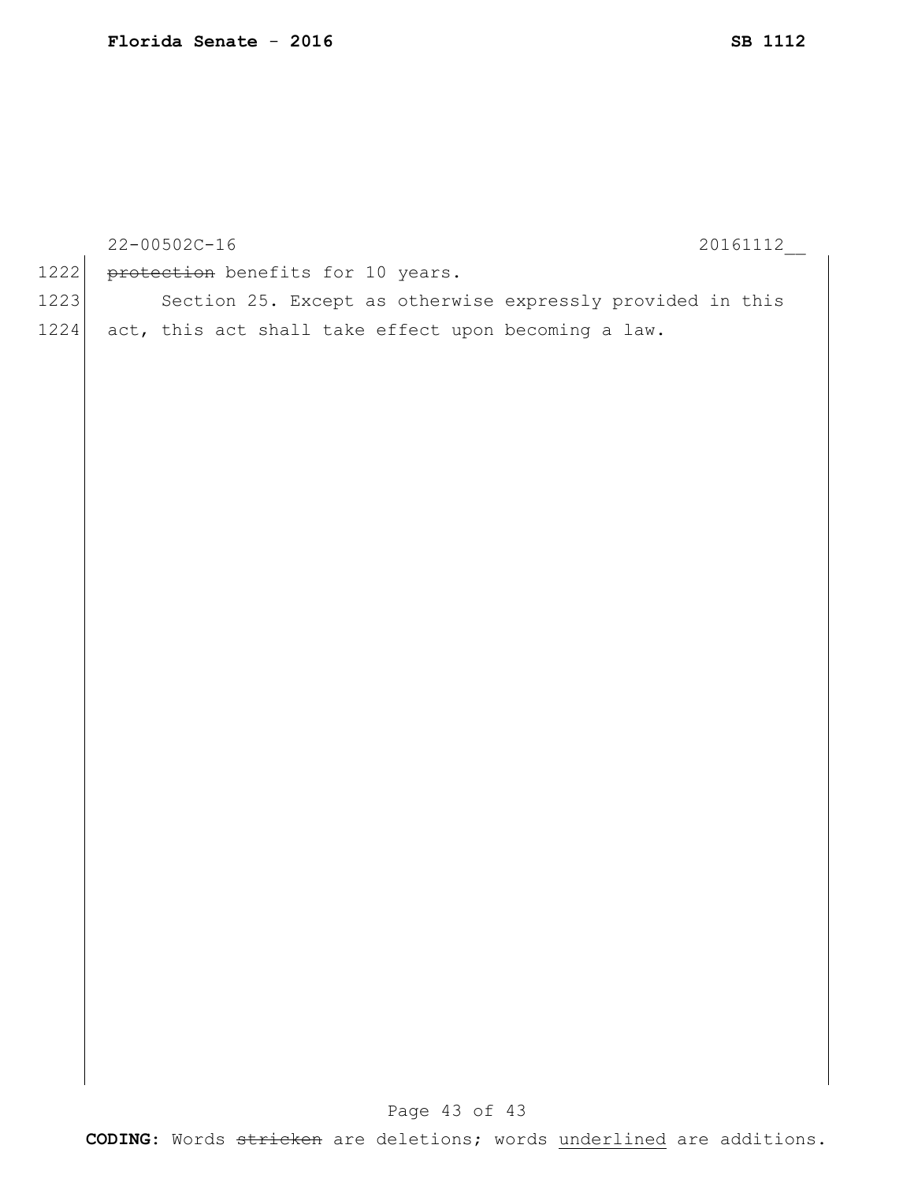22-00502C-16 20161112__

1222 ~~protection~~ benefits for 10 years.

1223 Section 25. Except as otherwise expressly provided in this

1224 act, this act shall take effect upon becoming a law.

**CODING:** Words ~~stricken~~ are deletions; words <u>underlined</u> are additions.